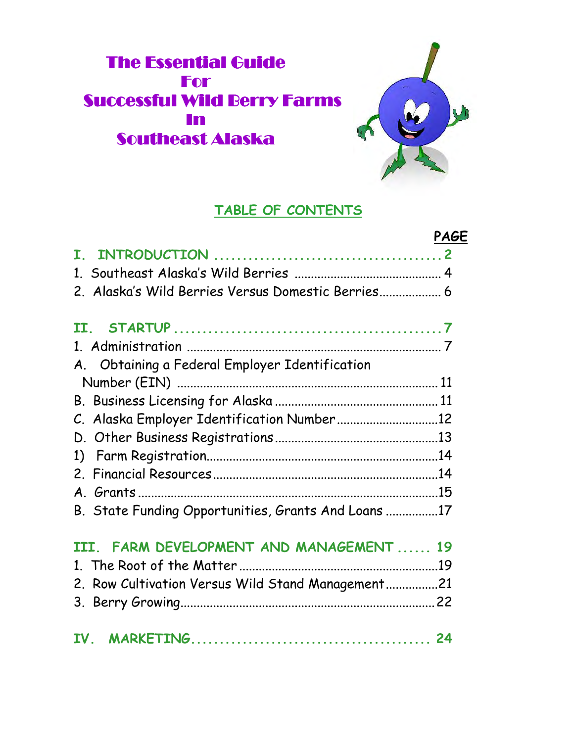# The Essential Guide For Successful Wild Berry Farms In Southeast Alaska

## TABLE OF CONTENTS

| | PAGE |
|---|---|
| **I. INTRODUCTION** | **2** |
| 1. Southeast Alaska's Wild Berries | 4 |
| 2. Alaska's Wild Berries Versus Domestic Berries | 6 |
| **II. STARTUP** | **7** |
| 1. Administration | 7 |
| A. Obtaining a Federal Employer Identification Number (EIN) | 11 |
| B. Business Licensing for Alaska | 11 |
| C. Alaska Employer Identification Number | 12 |
| D. Other Business Registrations | 13 |
| 1) Farm Registration | 14 |
| 2. Financial Resources | 14 |
| A. Grants | 15 |
| B. State Funding Opportunities, Grants And Loans | 17 |
| **III. FARM DEVELOPMENT AND MANAGEMENT** | **19** |
| 1. The Root of the Matter | 19 |
| 2. Row Cultivation Versus Wild Stand Management | 21 |
| 3. Berry Growing | 22 |
| **IV. MARKETING** | **24** |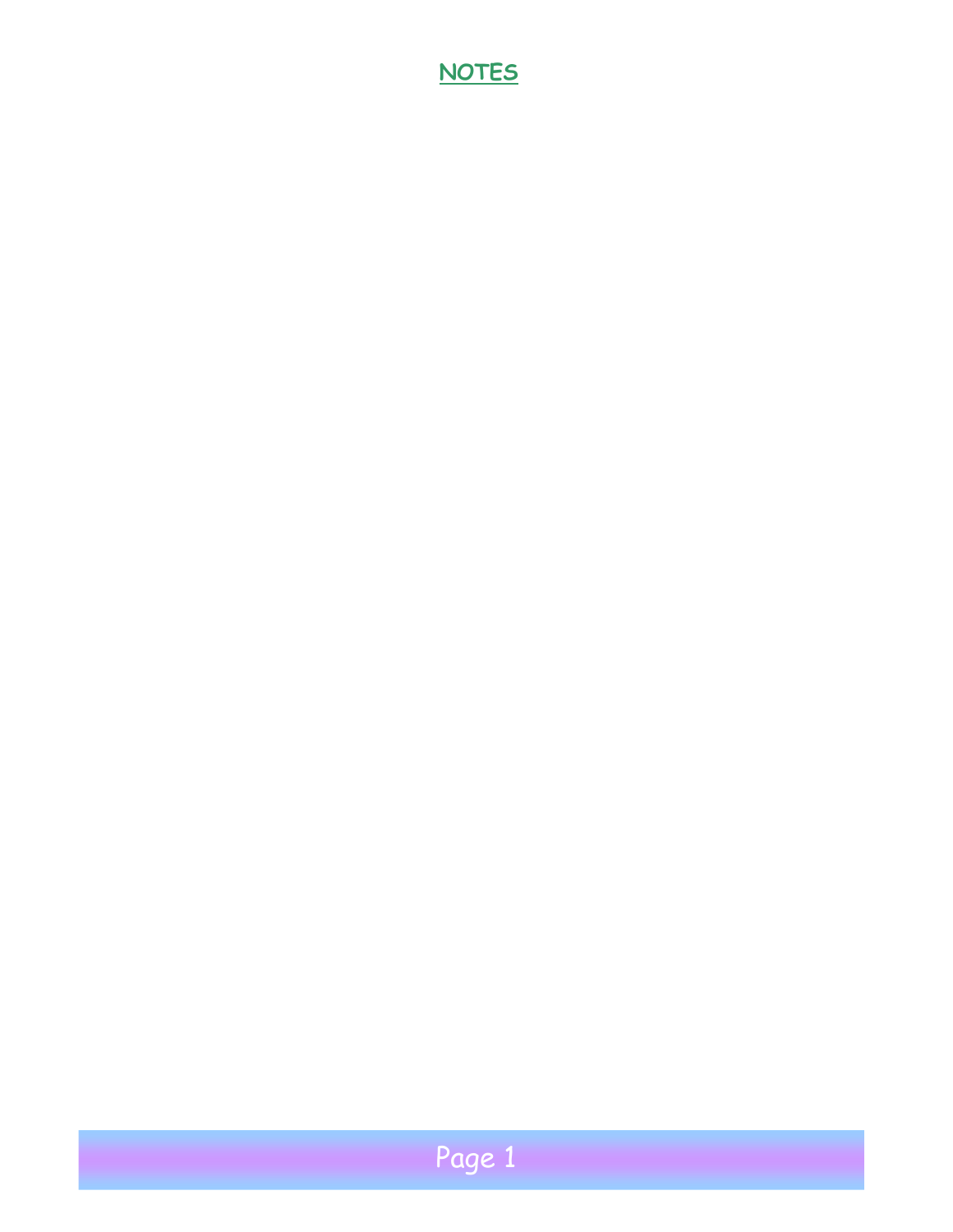## NOTES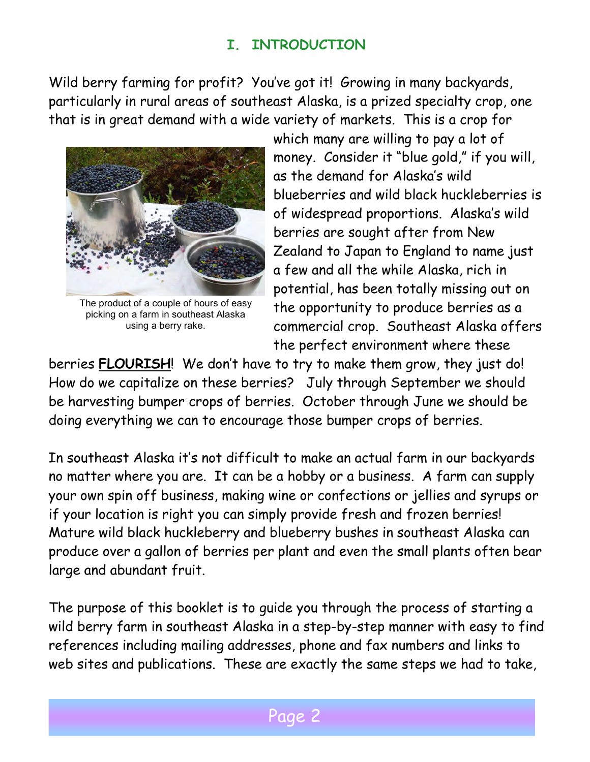# I. INTRODUCTION

Wild berry farming for profit? You've got it! Growing in many backyards, particularly in rural areas of southeast Alaska, is a prized specialty crop, one that is in great demand with a wide variety of markets. This is a crop for which many are willing to pay a lot of money. Consider it "blue gold," if you will, as the demand for Alaska's wild blueberries and wild black huckleberries is of widespread proportions. Alaska's wild berries are sought after from New Zealand to Japan to England to name just a few and all the while Alaska, rich in potential, has been totally missing out on the opportunity to produce berries as a commercial crop. Southeast Alaska offers the perfect environment where these berries **FLOURISH**! We don't have to try to make them grow, they just do! How do we capitalize on these berries? July through September we should be harvesting bumper crops of berries. October through June we should be doing everything we can to encourage those bumper crops of berries.

The product of a couple of hours of easy picking on a farm in southeast Alaska using a berry rake.

In southeast Alaska it's not difficult to make an actual farm in our backyards no matter where you are. It can be a hobby or a business. A farm can supply your own spin off business, making wine or confections or jellies and syrups or if your location is right you can simply provide fresh and frozen berries! Mature wild black huckleberry and blueberry bushes in southeast Alaska can produce over a gallon of berries per plant and even the small plants often bear large and abundant fruit.

The purpose of this booklet is to guide you through the process of starting a wild berry farm in southeast Alaska in a step-by-step manner with easy to find references including mailing addresses, phone and fax numbers and links to web sites and publications. These are exactly the same steps we had to take,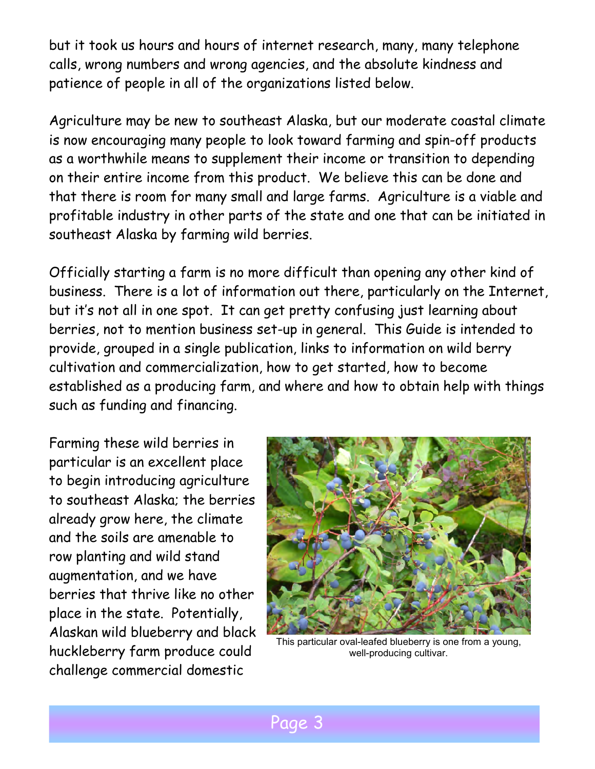but it took us hours and hours of internet research, many, many telephone calls, wrong numbers and wrong agencies, and the absolute kindness and patience of people in all of the organizations listed below.

Agriculture may be new to southeast Alaska, but our moderate coastal climate is now encouraging many people to look toward farming and spin-off products as a worthwhile means to supplement their income or transition to depending on their entire income from this product. We believe this can be done and that there is room for many small and large farms. Agriculture is a viable and profitable industry in other parts of the state and one that can be initiated in southeast Alaska by farming wild berries.

Officially starting a farm is no more difficult than opening any other kind of business. There is a lot of information out there, particularly on the Internet, but it's not all in one spot. It can get pretty confusing just learning about berries, not to mention business set-up in general. This Guide is intended to provide, grouped in a single publication, links to information on wild berry cultivation and commercialization, how to get started, how to become established as a producing farm, and where and how to obtain help with things such as funding and financing.

Farming these wild berries in particular is an excellent place to begin introducing agriculture to southeast Alaska; the berries already grow here, the climate and the soils are amenable to row planting and wild stand augmentation, and we have berries that thrive like no other place in the state. Potentially, Alaskan wild blueberry and black huckleberry farm produce could challenge commercial domestic

This particular oval-leafed blueberry is one from a young, well-producing cultivar.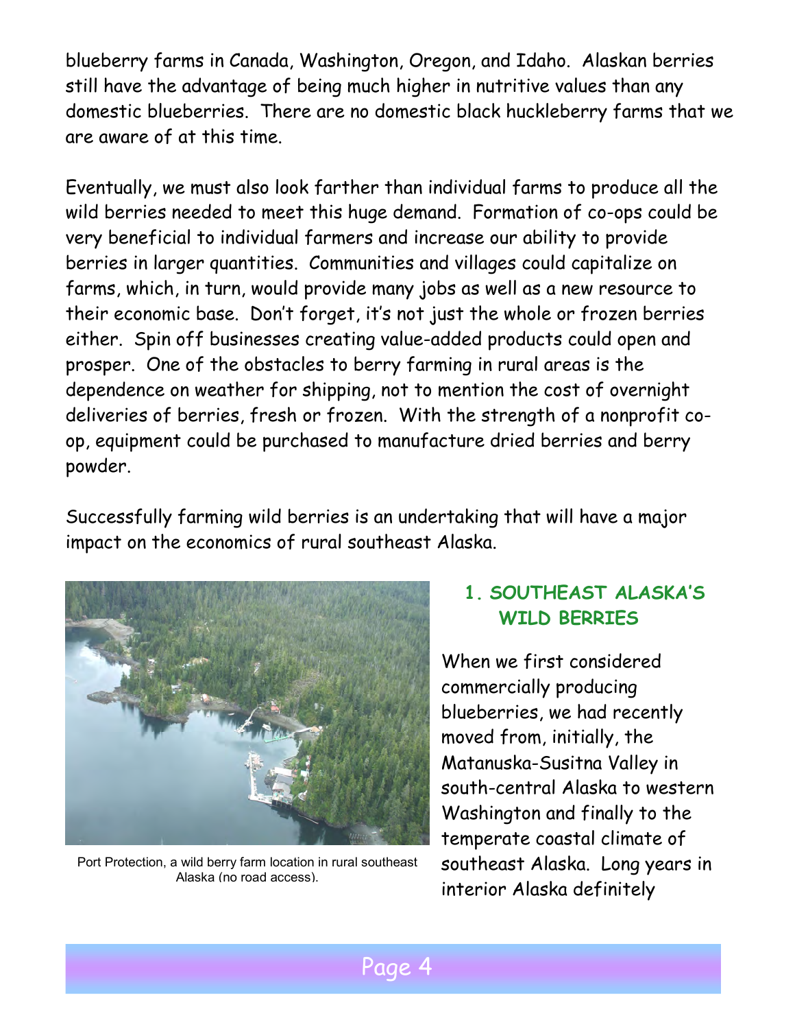blueberry farms in Canada, Washington, Oregon, and Idaho. Alaskan berries still have the advantage of being much higher in nutritive values than any domestic blueberries. There are no domestic black huckleberry farms that we are aware of at this time.

Eventually, we must also look farther than individual farms to produce all the wild berries needed to meet this huge demand. Formation of co-ops could be very beneficial to individual farmers and increase our ability to provide berries in larger quantities. Communities and villages could capitalize on farms, which, in turn, would provide many jobs as well as a new resource to their economic base. Don't forget, it's not just the whole or frozen berries either. Spin off businesses creating value-added products could open and prosper. One of the obstacles to berry farming in rural areas is the dependence on weather for shipping, not to mention the cost of overnight deliveries of berries, fresh or frozen. With the strength of a nonprofit co-op, equipment could be purchased to manufacture dried berries and berry powder.

Successfully farming wild berries is an undertaking that will have a major impact on the economics of rural southeast Alaska.

Port Protection, a wild berry farm location in rural southeast Alaska (no road access).

## 1. SOUTHEAST ALASKA'S WILD BERRIES

When we first considered commercially producing blueberries, we had recently moved from, initially, the Matanuska-Susitna Valley in south-central Alaska to western Washington and finally to the temperate coastal climate of southeast Alaska. Long years in interior Alaska definitely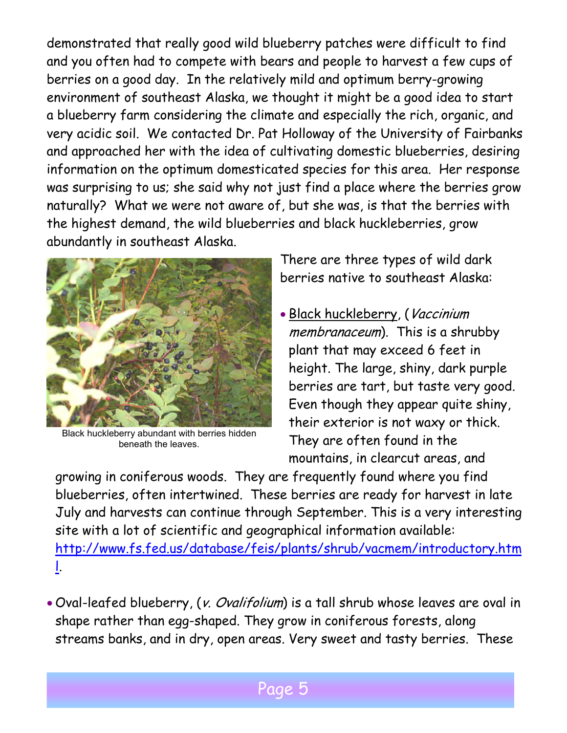demonstrated that really good wild blueberry patches were difficult to find and you often had to compete with bears and people to harvest a few cups of berries on a good day. In the relatively mild and optimum berry-growing environment of southeast Alaska, we thought it might be a good idea to start a blueberry farm considering the climate and especially the rich, organic, and very acidic soil. We contacted Dr. Pat Holloway of the University of Fairbanks and approached her with the idea of cultivating domestic blueberries, desiring information on the optimum domesticated species for this area. Her response was surprising to us; she said why not just find a place where the berries grow naturally? What we were not aware of, but she was, is that the berries with the highest demand, the wild blueberries and black huckleberries, grow abundantly in southeast Alaska.

Black huckleberry abundant with berries hidden beneath the leaves.

There are three types of wild dark berries native to southeast Alaska:

- Black huckleberry, (*Vaccinium membranaceum*). This is a shrubby plant that may exceed 6 feet in height. The large, shiny, dark purple berries are tart, but taste very good. Even though they appear quite shiny, their exterior is not waxy or thick. They are often found in the mountains, in clearcut areas, and growing in coniferous woods. They are frequently found where you find blueberries, often intertwined. These berries are ready for harvest in late July and harvests can continue through September. This is a very interesting site with a lot of scientific and geographical information available: http://www.fs.fed.us/database/feis/plants/shrub/vacmem/introductory.html.

- Oval-leafed blueberry, (*v. Ovalifolium*) is a tall shrub whose leaves are oval in shape rather than egg-shaped. They grow in coniferous forests, along streams banks, and in dry, open areas. Very sweet and tasty berries. These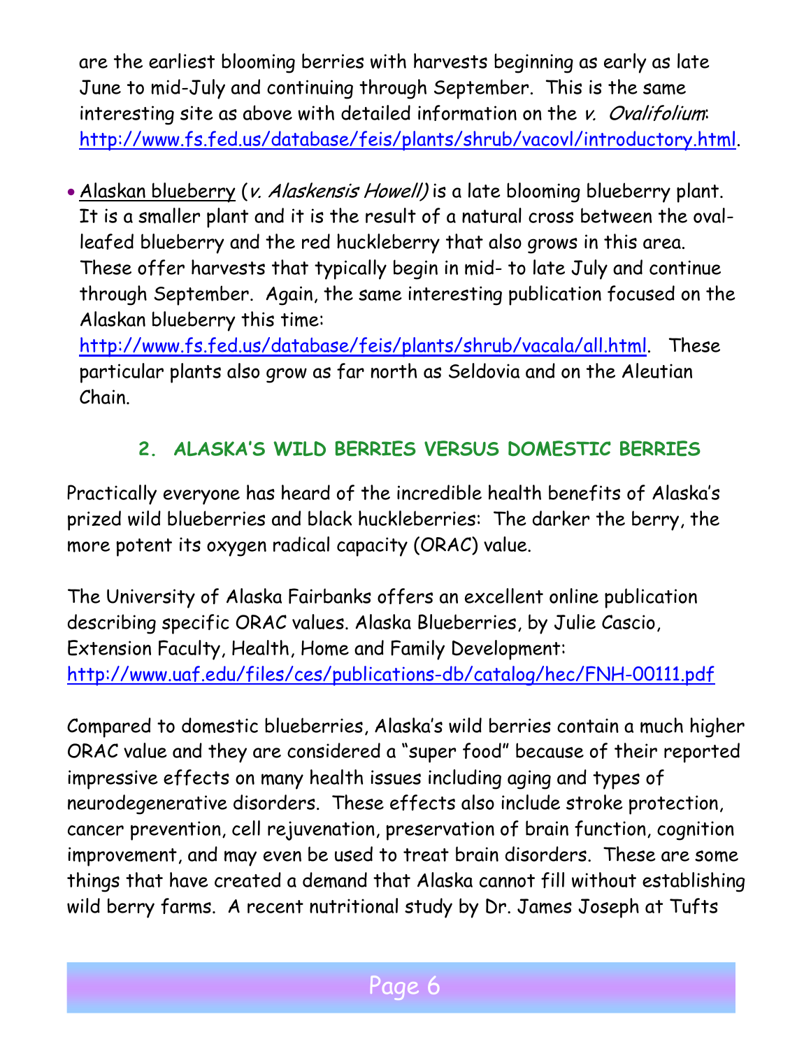are the earliest blooming berries with harvests beginning as early as late June to mid-July and continuing through September. This is the same interesting site as above with detailed information on the *v. Ovalifolium*: http://www.fs.fed.us/database/feis/plants/shrub/vacovl/introductory.html.

- Alaskan blueberry (*v. Alaskensis Howell)* is a late blooming blueberry plant. It is a smaller plant and it is the result of a natural cross between the oval-leafed blueberry and the red huckleberry that also grows in this area. These offer harvests that typically begin in mid- to late July and continue through September. Again, the same interesting publication focused on the Alaskan blueberry this time: http://www.fs.fed.us/database/feis/plants/shrub/vacala/all.html. These particular plants also grow as far north as Seldovia and on the Aleutian Chain.

## 2. ALASKA'S WILD BERRIES VERSUS DOMESTIC BERRIES

Practically everyone has heard of the incredible health benefits of Alaska's prized wild blueberries and black huckleberries: The darker the berry, the more potent its oxygen radical capacity (ORAC) value.

The University of Alaska Fairbanks offers an excellent online publication describing specific ORAC values. Alaska Blueberries, by Julie Cascio, Extension Faculty, Health, Home and Family Development: http://www.uaf.edu/files/ces/publications-db/catalog/hec/FNH-00111.pdf

Compared to domestic blueberries, Alaska's wild berries contain a much higher ORAC value and they are considered a "super food" because of their reported impressive effects on many health issues including aging and types of neurodegenerative disorders. These effects also include stroke protection, cancer prevention, cell rejuvenation, preservation of brain function, cognition improvement, and may even be used to treat brain disorders. These are some things that have created a demand that Alaska cannot fill without establishing wild berry farms. A recent nutritional study by Dr. James Joseph at Tufts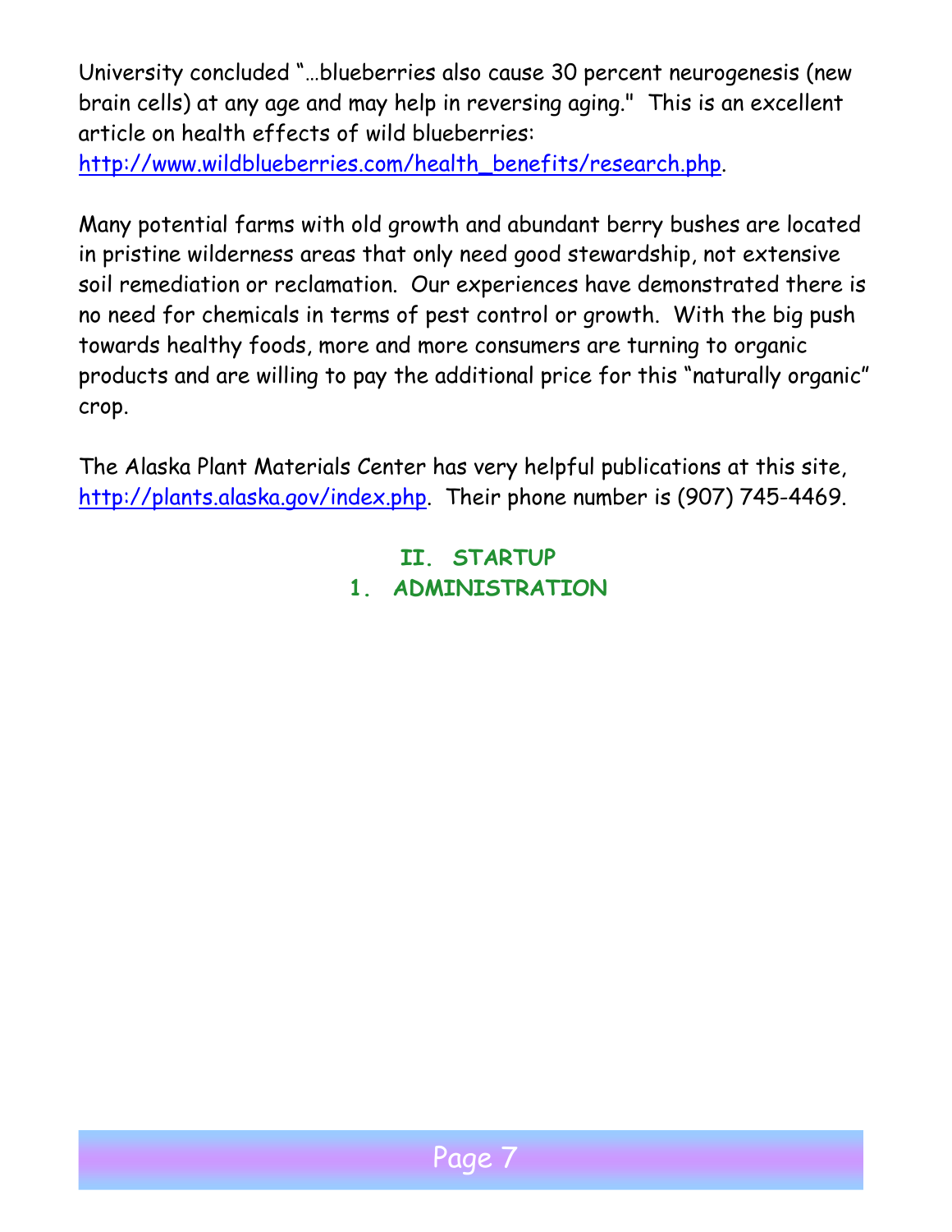University concluded "…blueberries also cause 30 percent neurogenesis (new brain cells) at any age and may help in reversing aging." This is an excellent article on health effects of wild blueberries: http://www.wildblueberries.com/health_benefits/research.php.

Many potential farms with old growth and abundant berry bushes are located in pristine wilderness areas that only need good stewardship, not extensive soil remediation or reclamation. Our experiences have demonstrated there is no need for chemicals in terms of pest control or growth. With the big push towards healthy foods, more and more consumers are turning to organic products and are willing to pay the additional price for this "naturally organic" crop.

The Alaska Plant Materials Center has very helpful publications at this site, http://plants.alaska.gov/index.php. Their phone number is (907) 745-4469.

## II. STARTUP

### 1. ADMINISTRATION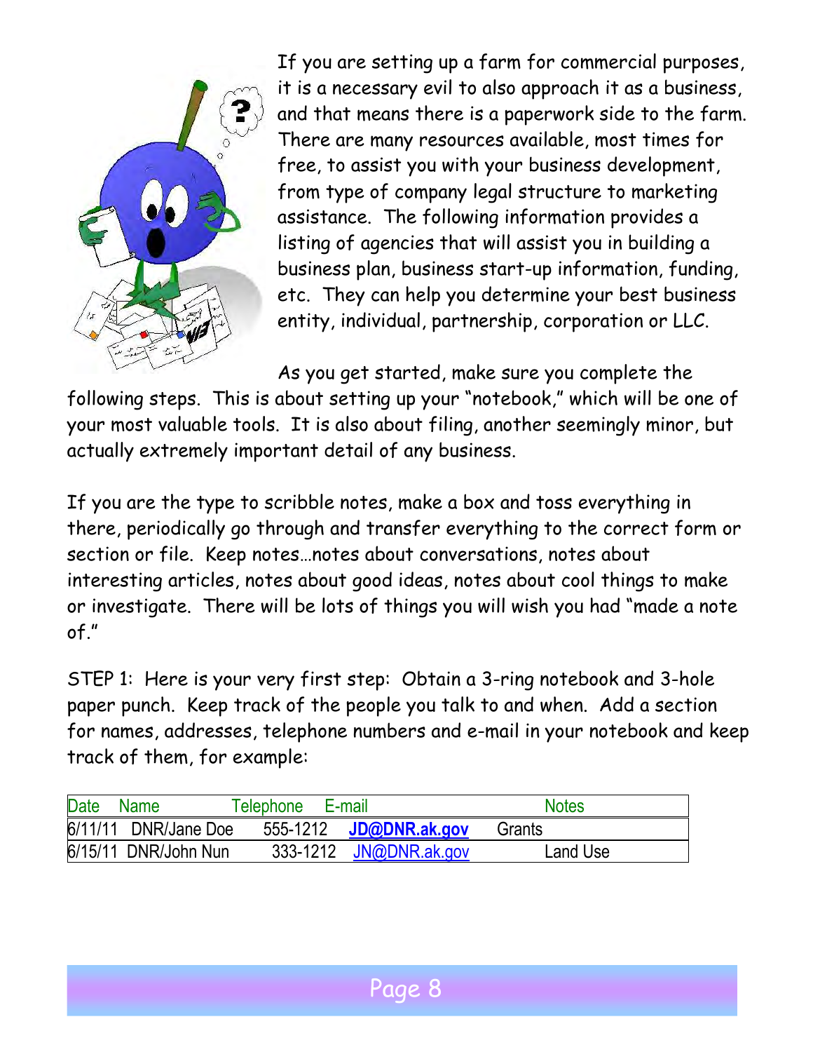If you are setting up a farm for commercial purposes, it is a necessary evil to also approach it as a business, and that means there is a paperwork side to the farm. There are many resources available, most times for free, to assist you with your business development, from type of company legal structure to marketing assistance. The following information provides a listing of agencies that will assist you in building a business plan, business start-up information, funding, etc. They can help you determine your best business entity, individual, partnership, corporation or LLC.

As you get started, make sure you complete the following steps. This is about setting up your "notebook," which will be one of your most valuable tools. It is also about filing, another seemingly minor, but actually extremely important detail of any business.

If you are the type to scribble notes, make a box and toss everything in there, periodically go through and transfer everything to the correct form or section or file. Keep notes…notes about conversations, notes about interesting articles, notes about good ideas, notes about cool things to make or investigate. There will be lots of things you will wish you had "made a note of."

STEP 1: Here is your very first step: Obtain a 3-ring notebook and 3-hole paper punch. Keep track of the people you talk to and when. Add a section for names, addresses, telephone numbers and e-mail in your notebook and keep track of them, for example:

| Date | Name | Telephone | E-mail | Notes |
|---|---|---|---|---|
| 6/11/11 | DNR/Jane Doe | 555-1212 | **JD@DNR.ak.gov** | Grants |
| 6/15/11 | DNR/John Nun | 333-1212 | JN@DNR.ak.gov | Land Use |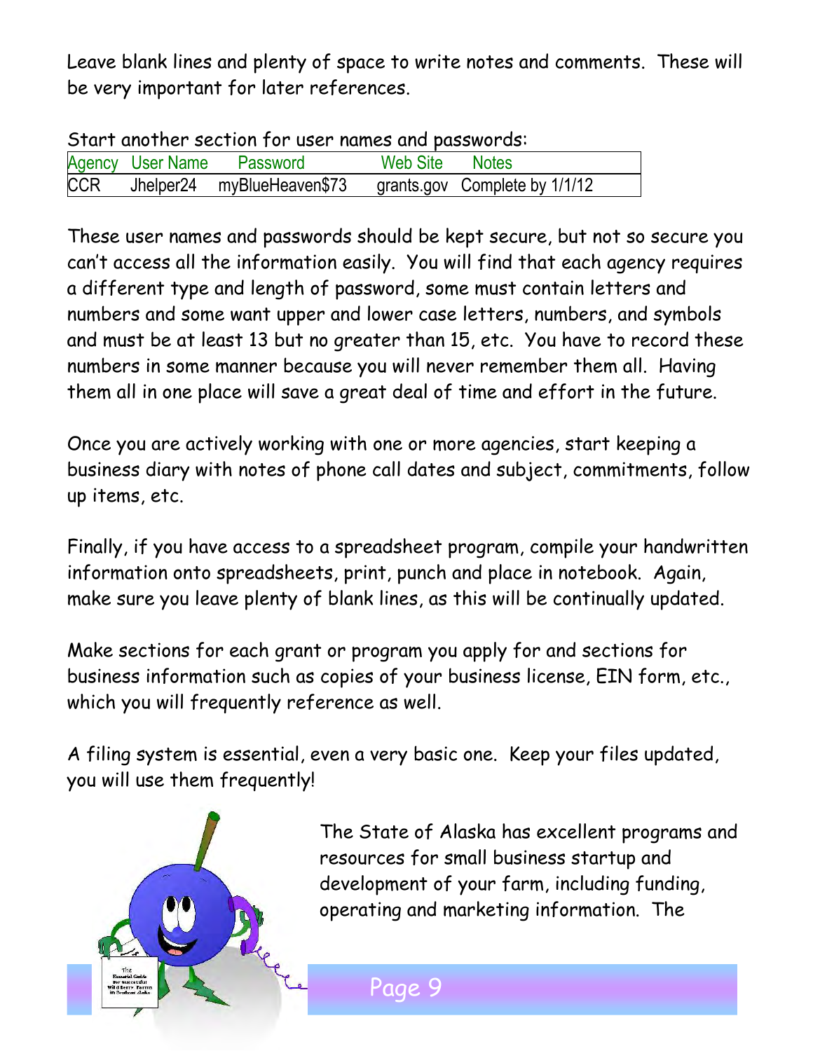Leave blank lines and plenty of space to write notes and comments. These will be very important for later references.

Start another section for user names and passwords:

| Agency | User Name | Password | Web Site | Notes |
|---|---|---|---|---|
| CCR | Jhelper24 | myBlueHeaven$73 | grants.gov | Complete by 1/1/12 |

These user names and passwords should be kept secure, but not so secure you can't access all the information easily. You will find that each agency requires a different type and length of password, some must contain letters and numbers and some want upper and lower case letters, numbers, and symbols and must be at least 13 but no greater than 15, etc. You have to record these numbers in some manner because you will never remember them all. Having them all in one place will save a great deal of time and effort in the future.

Once you are actively working with one or more agencies, start keeping a business diary with notes of phone call dates and subject, commitments, follow up items, etc.

Finally, if you have access to a spreadsheet program, compile your handwritten information onto spreadsheets, print, punch and place in notebook. Again, make sure you leave plenty of blank lines, as this will be continually updated.

Make sections for each grant or program you apply for and sections for business information such as copies of your business license, EIN form, etc., which you will frequently reference as well.

A filing system is essential, even a very basic one. Keep your files updated, you will use them frequently!

The State of Alaska has excellent programs and resources for small business startup and development of your farm, including funding, operating and marketing information. The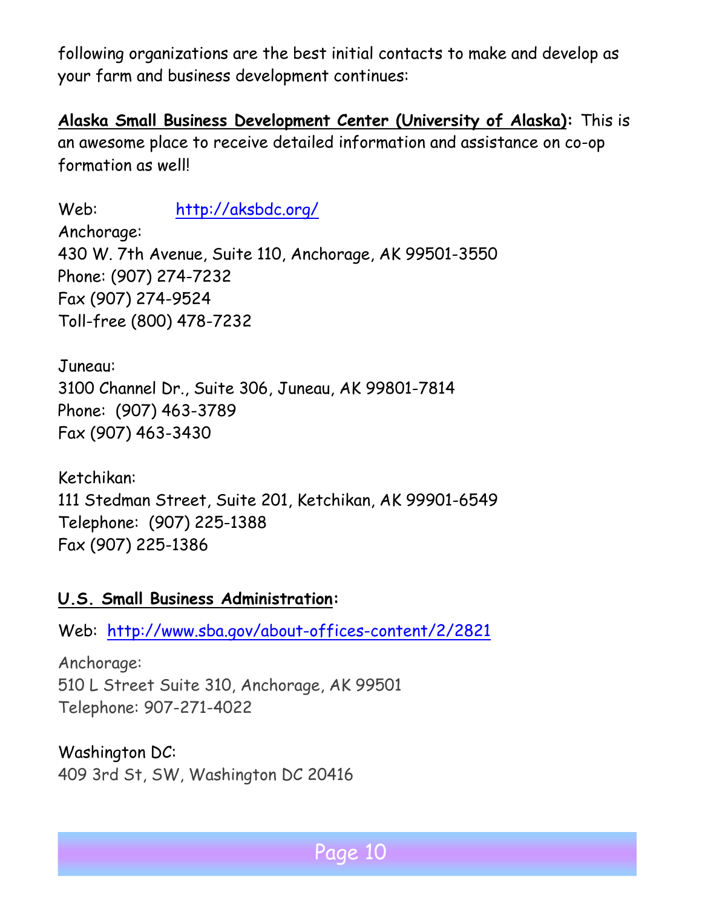following organizations are the best initial contacts to make and develop as your farm and business development continues:

**Alaska Small Business Development Center (University of Alaska):** This is an awesome place to receive detailed information and assistance on co-op formation as well!

Web: http://aksbdc.org/

Anchorage:
430 W. 7th Avenue, Suite 110, Anchorage, AK 99501-3550
Phone: (907) 274-7232
Fax (907) 274-9524
Toll-free (800) 478-7232

Juneau:
3100 Channel Dr., Suite 306, Juneau, AK 99801-7814
Phone: (907) 463-3789
Fax (907) 463-3430

Ketchikan:
111 Stedman Street, Suite 201, Ketchikan, AK 99901-6549
Telephone: (907) 225-1388
Fax (907) 225-1386

**U.S. Small Business Administration:**

Web: http://www.sba.gov/about-offices-content/2/2821

Anchorage:
510 L Street Suite 310, Anchorage, AK 99501
Telephone: 907-271-4022

Washington DC:
409 3rd St, SW, Washington DC 20416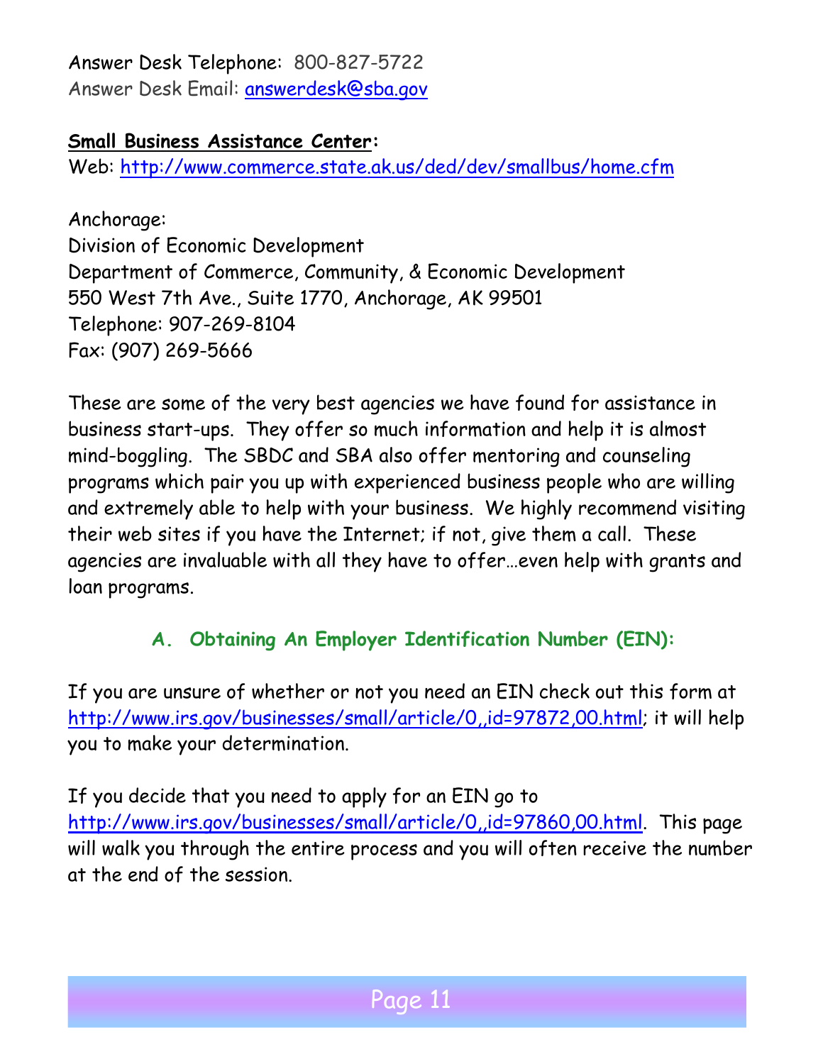Answer Desk Telephone: 800-827-5722
Answer Desk Email: answerdesk@sba.gov

**Small Business Assistance Center:**
Web: http://www.commerce.state.ak.us/ded/dev/smallbus/home.cfm

Anchorage:
Division of Economic Development
Department of Commerce, Community, & Economic Development
550 West 7th Ave., Suite 1770, Anchorage, AK 99501
Telephone: 907-269-8104
Fax: (907) 269-5666

These are some of the very best agencies we have found for assistance in business start-ups. They offer so much information and help it is almost mind-boggling. The SBDC and SBA also offer mentoring and counseling programs which pair you up with experienced business people who are willing and extremely able to help with your business. We highly recommend visiting their web sites if you have the Internet; if not, give them a call. These agencies are invaluable with all they have to offer…even help with grants and loan programs.

## A. Obtaining An Employer Identification Number (EIN):

If you are unsure of whether or not you need an EIN check out this form at http://www.irs.gov/businesses/small/article/0,,id=97872,00.html; it will help you to make your determination.

If you decide that you need to apply for an EIN go to http://www.irs.gov/businesses/small/article/0,,id=97860,00.html. This page will walk you through the entire process and you will often receive the number at the end of the session.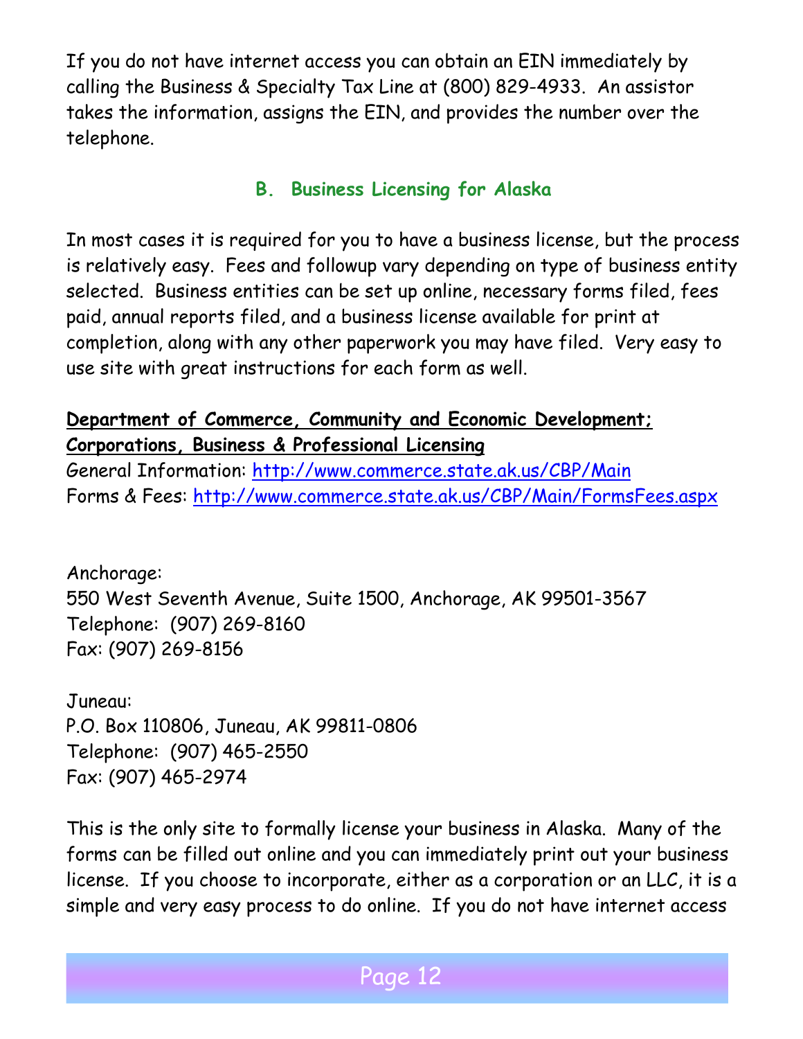If you do not have internet access you can obtain an EIN immediately by calling the Business & Specialty Tax Line at (800) 829-4933. An assistor takes the information, assigns the EIN, and provides the number over the telephone.

## B. Business Licensing for Alaska

In most cases it is required for you to have a business license, but the process is relatively easy. Fees and followup vary depending on type of business entity selected. Business entities can be set up online, necessary forms filed, fees paid, annual reports filed, and a business license available for print at completion, along with any other paperwork you may have filed. Very easy to use site with great instructions for each form as well.

**Department of Commerce, Community and Economic Development; Corporations, Business & Professional Licensing**
General Information: http://www.commerce.state.ak.us/CBP/Main
Forms & Fees: http://www.commerce.state.ak.us/CBP/Main/FormsFees.aspx

Anchorage:
550 West Seventh Avenue, Suite 1500, Anchorage, AK 99501-3567
Telephone: (907) 269-8160
Fax: (907) 269-8156

Juneau:
P.O. Box 110806, Juneau, AK 99811-0806
Telephone: (907) 465-2550
Fax: (907) 465-2974

This is the only site to formally license your business in Alaska. Many of the forms can be filled out online and you can immediately print out your business license. If you choose to incorporate, either as a corporation or an LLC, it is a simple and very easy process to do online. If you do not have internet access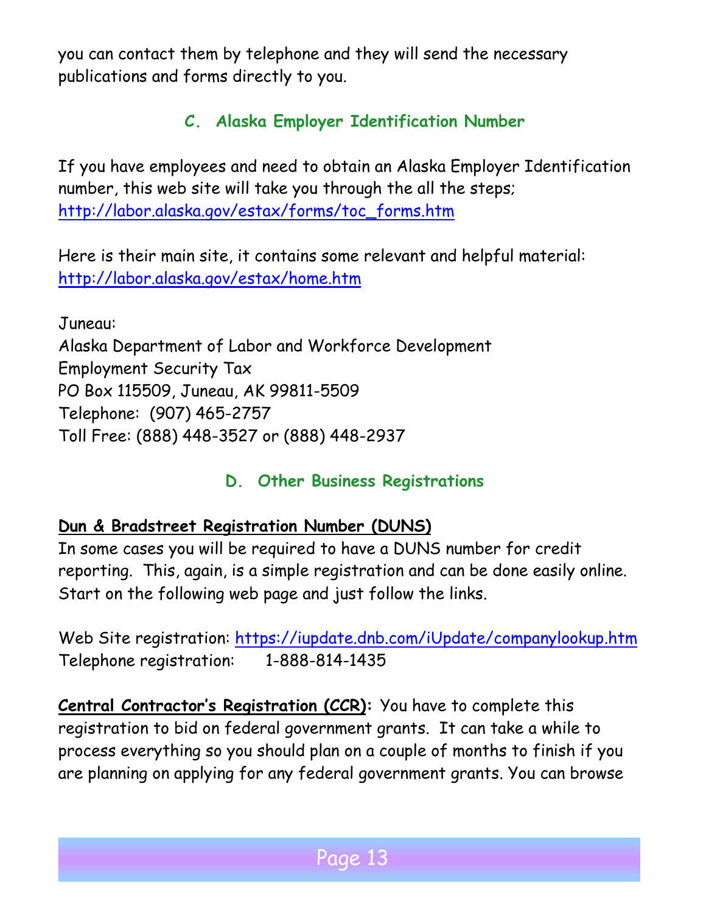you can contact them by telephone and they will send the necessary publications and forms directly to you.

## C. Alaska Employer Identification Number

If you have employees and need to obtain an Alaska Employer Identification number, this web site will take you through the all the steps; http://labor.alaska.gov/estax/forms/toc_forms.htm

Here is their main site, it contains some relevant and helpful material: http://labor.alaska.gov/estax/home.htm

Juneau:
Alaska Department of Labor and Workforce Development
Employment Security Tax
PO Box 115509, Juneau, AK 99811-5509
Telephone: (907) 465-2757
Toll Free: (888) 448-3527 or (888) 448-2937

## D. Other Business Registrations

**Dun & Bradstreet Registration Number (DUNS)**
In some cases you will be required to have a DUNS number for credit reporting. This, again, is a simple registration and can be done easily online. Start on the following web page and just follow the links.

Web Site registration: https://iupdate.dnb.com/iUpdate/companylookup.htm
Telephone registration: 1-888-814-1435

**Central Contractor's Registration (CCR):** You have to complete this registration to bid on federal government grants. It can take a while to process everything so you should plan on a couple of months to finish if you are planning on applying for any federal government grants. You can browse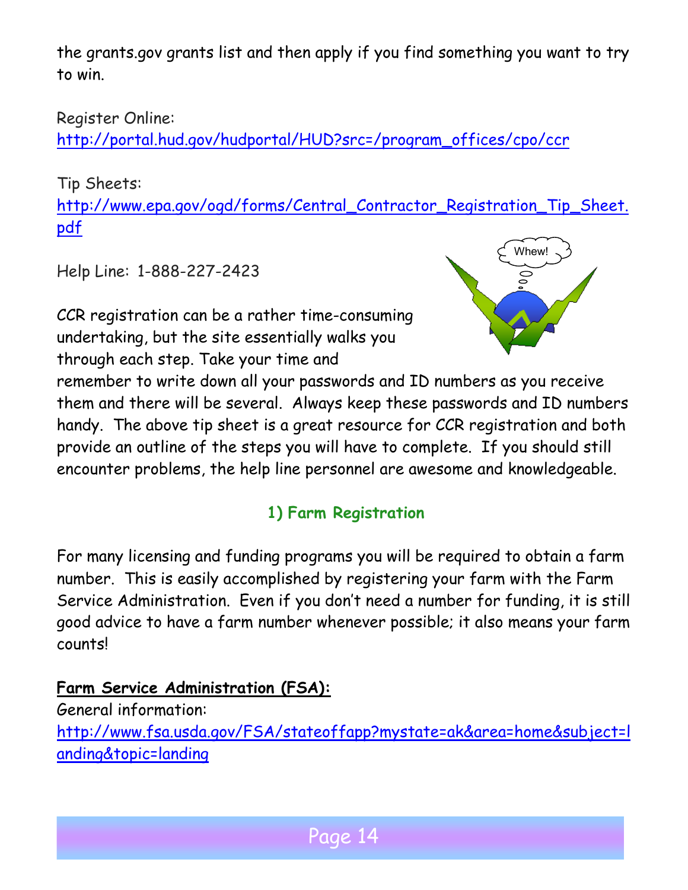the grants.gov grants list and then apply if you find something you want to try to win.

Register Online:
http://portal.hud.gov/hudportal/HUD?src=/program_offices/cpo/ccr

Tip Sheets:
http://www.epa.gov/ogd/forms/Central_Contractor_Registration_Tip_Sheet.pdf

Help Line: 1-888-227-2423

CCR registration can be a rather time-consuming undertaking, but the site essentially walks you through each step. Take your time and remember to write down all your passwords and ID numbers as you receive them and there will be several. Always keep these passwords and ID numbers handy. The above tip sheet is a great resource for CCR registration and both provide an outline of the steps you will have to complete. If you should still encounter problems, the help line personnel are awesome and knowledgeable.

## 1) Farm Registration

For many licensing and funding programs you will be required to obtain a farm number. This is easily accomplished by registering your farm with the Farm Service Administration. Even if you don't need a number for funding, it is still good advice to have a farm number whenever possible; it also means your farm counts!

**Farm Service Administration (FSA):**

General information:
http://www.fsa.usda.gov/FSA/stateoffapp?mystate=ak&area=home&subject=landing&topic=landing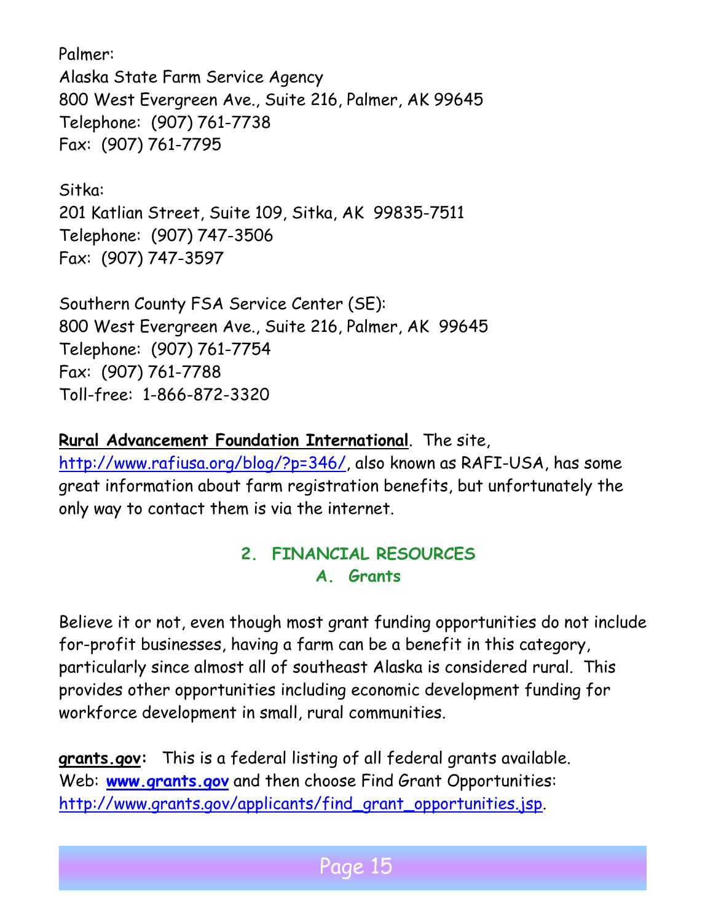Palmer:
Alaska State Farm Service Agency
800 West Evergreen Ave., Suite 216, Palmer, AK 99645
Telephone: (907) 761-7738
Fax: (907) 761-7795

Sitka:
201 Katlian Street, Suite 109, Sitka, AK 99835-7511
Telephone: (907) 747-3506
Fax: (907) 747-3597

Southern County FSA Service Center (SE):
800 West Evergreen Ave., Suite 216, Palmer, AK 99645
Telephone: (907) 761-7754
Fax: (907) 761-7788
Toll-free: 1-866-872-3320

**Rural Advancement Foundation International**. The site, http://www.rafiusa.org/blog/?p=346/, also known as RAFI-USA, has some great information about farm registration benefits, but unfortunately the only way to contact them is via the internet.

## 2. FINANCIAL RESOURCES

### A. Grants

Believe it or not, even though most grant funding opportunities do not include for-profit businesses, having a farm can be a benefit in this category, particularly since almost all of southeast Alaska is considered rural. This provides other opportunities including economic development funding for workforce development in small, rural communities.

**grants.gov:** This is a federal listing of all federal grants available. Web: **www.grants.gov** and then choose Find Grant Opportunities: http://www.grants.gov/applicants/find_grant_opportunities.jsp.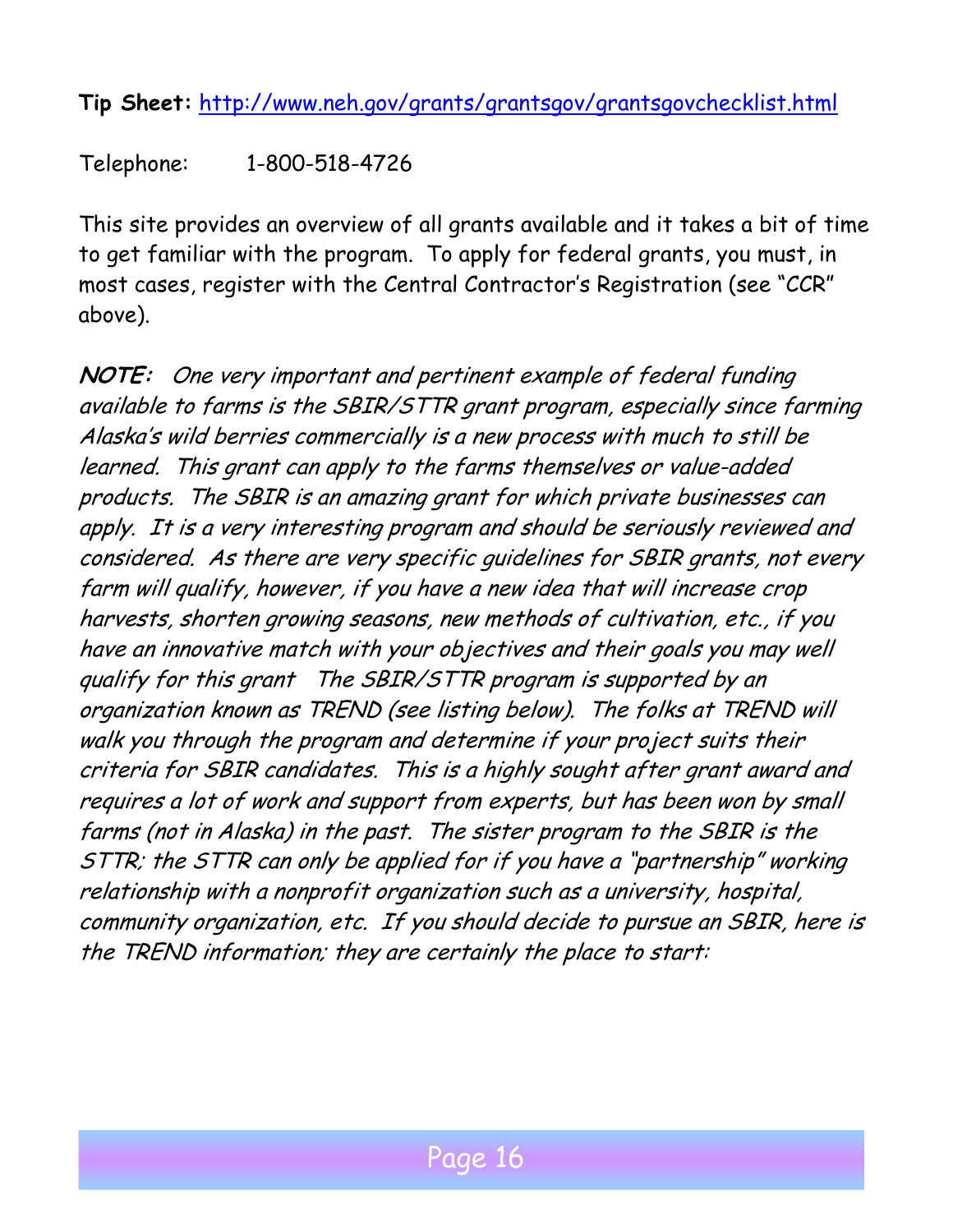**Tip Sheet:** [http://www.neh.gov/grants/grantsgov/grantsgovchecklist.html](http://www.neh.gov/grants/grantsgov/grantsgovchecklist.html)

Telephone: 1-800-518-4726

This site provides an overview of all grants available and it takes a bit of time to get familiar with the program. To apply for federal grants, you must, in most cases, register with the Central Contractor's Registration (see "CCR" above).

***NOTE:*** *One very important and pertinent example of federal funding available to farms is the SBIR/STTR grant program, especially since farming Alaska's wild berries commercially is a new process with much to still be learned. This grant can apply to the farms themselves or value-added products. The SBIR is an amazing grant for which private businesses can apply. It is a very interesting program and should be seriously reviewed and considered. As there are very specific guidelines for SBIR grants, not every farm will qualify, however, if you have a new idea that will increase crop harvests, shorten growing seasons, new methods of cultivation, etc., if you have an innovative match with your objectives and their goals you may well qualify for this grant The SBIR/STTR program is supported by an organization known as TREND (see listing below). The folks at TREND will walk you through the program and determine if your project suits their criteria for SBIR candidates. This is a highly sought after grant award and requires a lot of work and support from experts, but has been won by small farms (not in Alaska) in the past. The sister program to the SBIR is the STTR; the STTR can only be applied for if you have a "partnership" working relationship with a nonprofit organization such as a university, hospital, community organization, etc. If you should decide to pursue an SBIR, here is the TREND information; they are certainly the place to start:*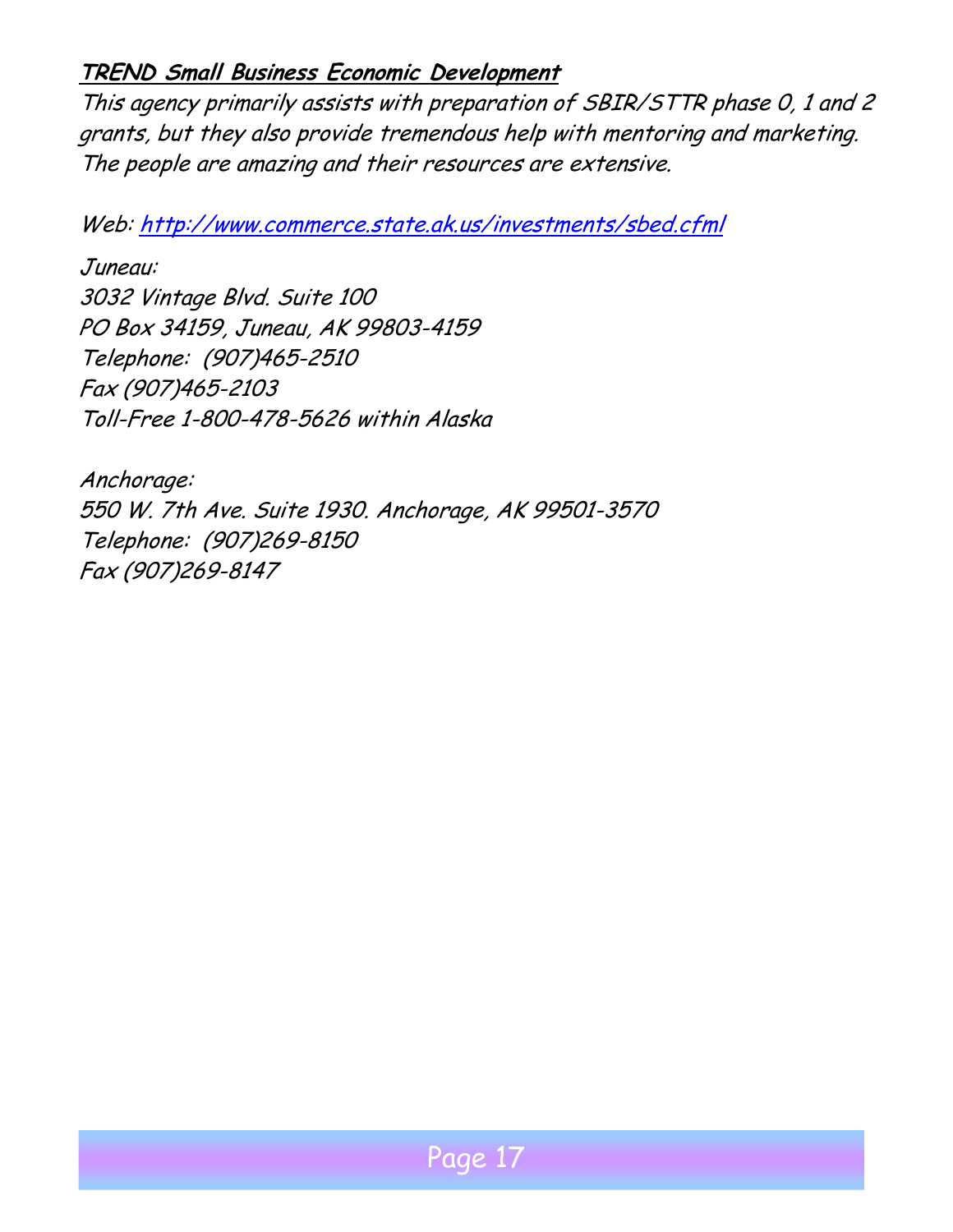**TREND Small Business Economic Development**

*This agency primarily assists with preparation of SBIR/STTR phase 0, 1 and 2 grants, but they also provide tremendous help with mentoring and marketing. The people are amazing and their resources are extensive.*

*Web: [http://www.commerce.state.ak.us/investments/sbed.cfml](http://www.commerce.state.ak.us/investments/sbed.cfml)*

*Juneau:*
*3032 Vintage Blvd. Suite 100*
*PO Box 34159, Juneau, AK 99803-4159*
*Telephone: (907)465-2510*
*Fax (907)465-2103*
*Toll-Free 1-800-478-5626 within Alaska*

*Anchorage:*
*550 W. 7th Ave. Suite 1930. Anchorage, AK 99501-3570*
*Telephone: (907)269-8150*
*Fax (907)269-8147*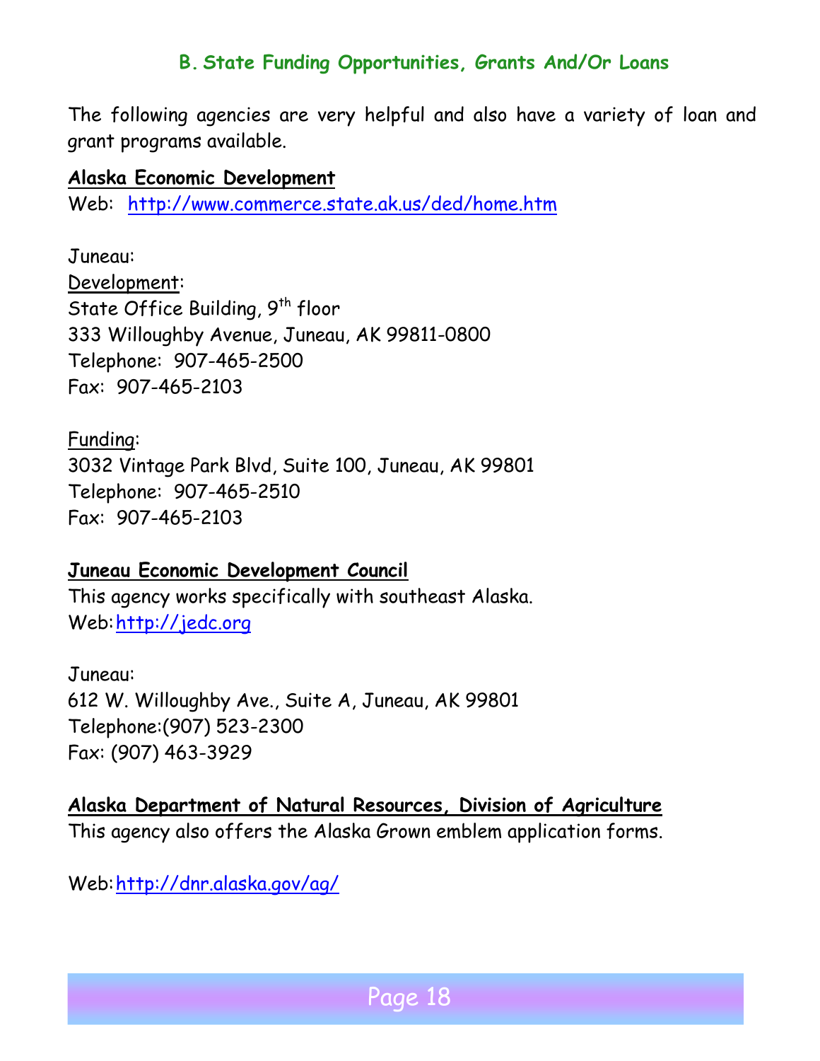## B. State Funding Opportunities, Grants And/Or Loans

The following agencies are very helpful and also have a variety of loan and grant programs available.

**Alaska Economic Development**
Web: http://www.commerce.state.ak.us/ded/home.htm

Juneau:
Development:
State Office Building, 9th floor
333 Willoughby Avenue, Juneau, AK 99811-0800
Telephone: 907-465-2500
Fax: 907-465-2103

Funding:
3032 Vintage Park Blvd, Suite 100, Juneau, AK 99801
Telephone: 907-465-2510
Fax: 907-465-2103

**Juneau Economic Development Council**
This agency works specifically with southeast Alaska.
Web: http://jedc.org

Juneau:
612 W. Willoughby Ave., Suite A, Juneau, AK 99801
Telephone:(907) 523-2300
Fax: (907) 463-3929

**Alaska Department of Natural Resources, Division of Agriculture**
This agency also offers the Alaska Grown emblem application forms.

Web: http://dnr.alaska.gov/ag/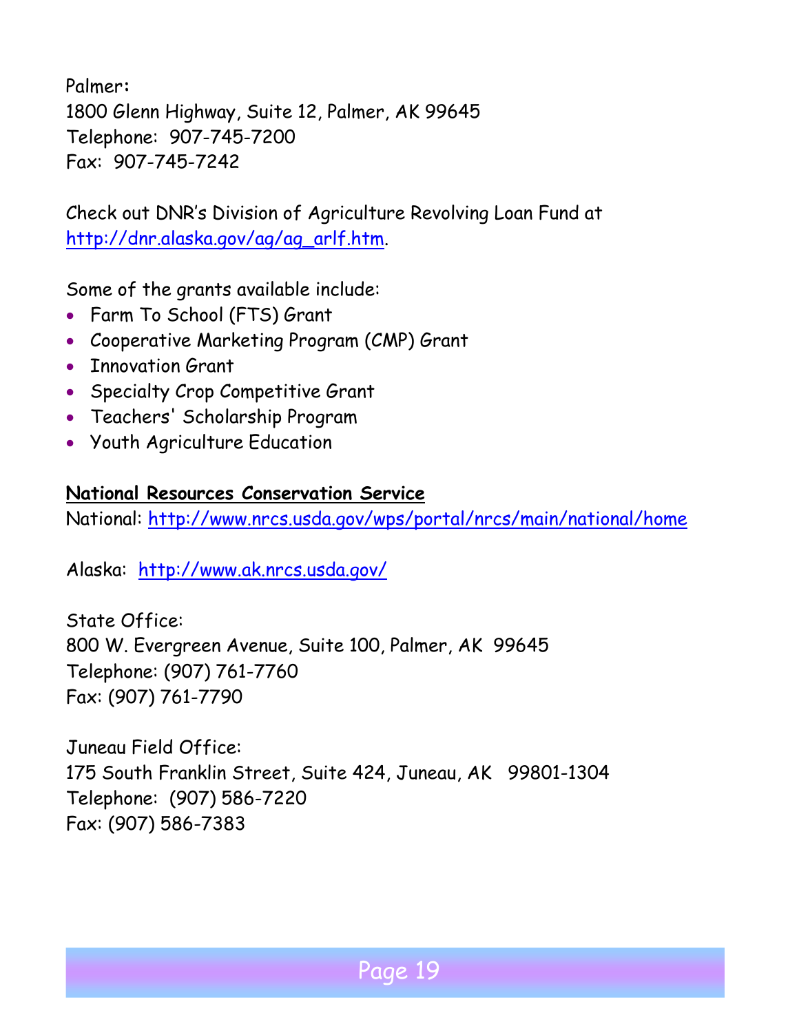Palmer:
1800 Glenn Highway, Suite 12, Palmer, AK 99645
Telephone: 907-745-7200
Fax: 907-745-7242

Check out DNR's Division of Agriculture Revolving Loan Fund at [http://dnr.alaska.gov/ag/ag_arlf.htm](http://dnr.alaska.gov/ag/ag_arlf.htm).

Some of the grants available include:

- Farm To School (FTS) Grant
- Cooperative Marketing Program (CMP) Grant
- Innovation Grant
- Specialty Crop Competitive Grant
- Teachers' Scholarship Program
- Youth Agriculture Education

**National Resources Conservation Service**

National: [http://www.nrcs.usda.gov/wps/portal/nrcs/main/national/home](http://www.nrcs.usda.gov/wps/portal/nrcs/main/national/home)

Alaska: [http://www.ak.nrcs.usda.gov/](http://www.ak.nrcs.usda.gov/)

State Office:
800 W. Evergreen Avenue, Suite 100, Palmer, AK 99645
Telephone: (907) 761-7760
Fax: (907) 761-7790

Juneau Field Office:
175 South Franklin Street, Suite 424, Juneau, AK 99801-1304
Telephone: (907) 586-7220
Fax: (907) 586-7383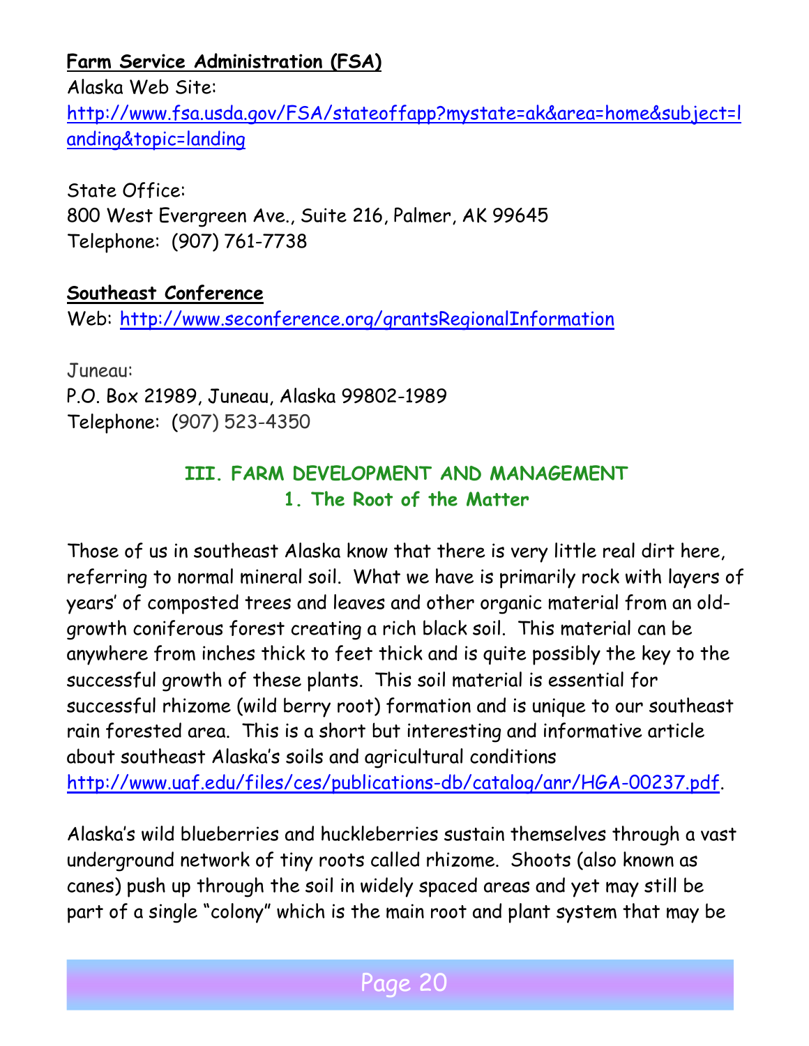**Farm Service Administration (FSA)**

Alaska Web Site:
http://www.fsa.usda.gov/FSA/stateoffapp?mystate=ak&area=home&subject=landing&topic=landing

State Office:
800 West Evergreen Ave., Suite 216, Palmer, AK 99645
Telephone: (907) 761-7738

**Southeast Conference**

Web: http://www.seconference.org/grantsRegionalInformation

Juneau:
P.O. Box 21989, Juneau, Alaska 99802-1989
Telephone: (907) 523-4350

## III. FARM DEVELOPMENT AND MANAGEMENT

### 1. The Root of the Matter

Those of us in southeast Alaska know that there is very little real dirt here, referring to normal mineral soil. What we have is primarily rock with layers of years' of composted trees and leaves and other organic material from an old-growth coniferous forest creating a rich black soil. This material can be anywhere from inches thick to feet thick and is quite possibly the key to the successful growth of these plants. This soil material is essential for successful rhizome (wild berry root) formation and is unique to our southeast rain forested area. This is a short but interesting and informative article about southeast Alaska's soils and agricultural conditions http://www.uaf.edu/files/ces/publications-db/catalog/anr/HGA-00237.pdf.

Alaska's wild blueberries and huckleberries sustain themselves through a vast underground network of tiny roots called rhizome. Shoots (also known as canes) push up through the soil in widely spaced areas and yet may still be part of a single "colony" which is the main root and plant system that may be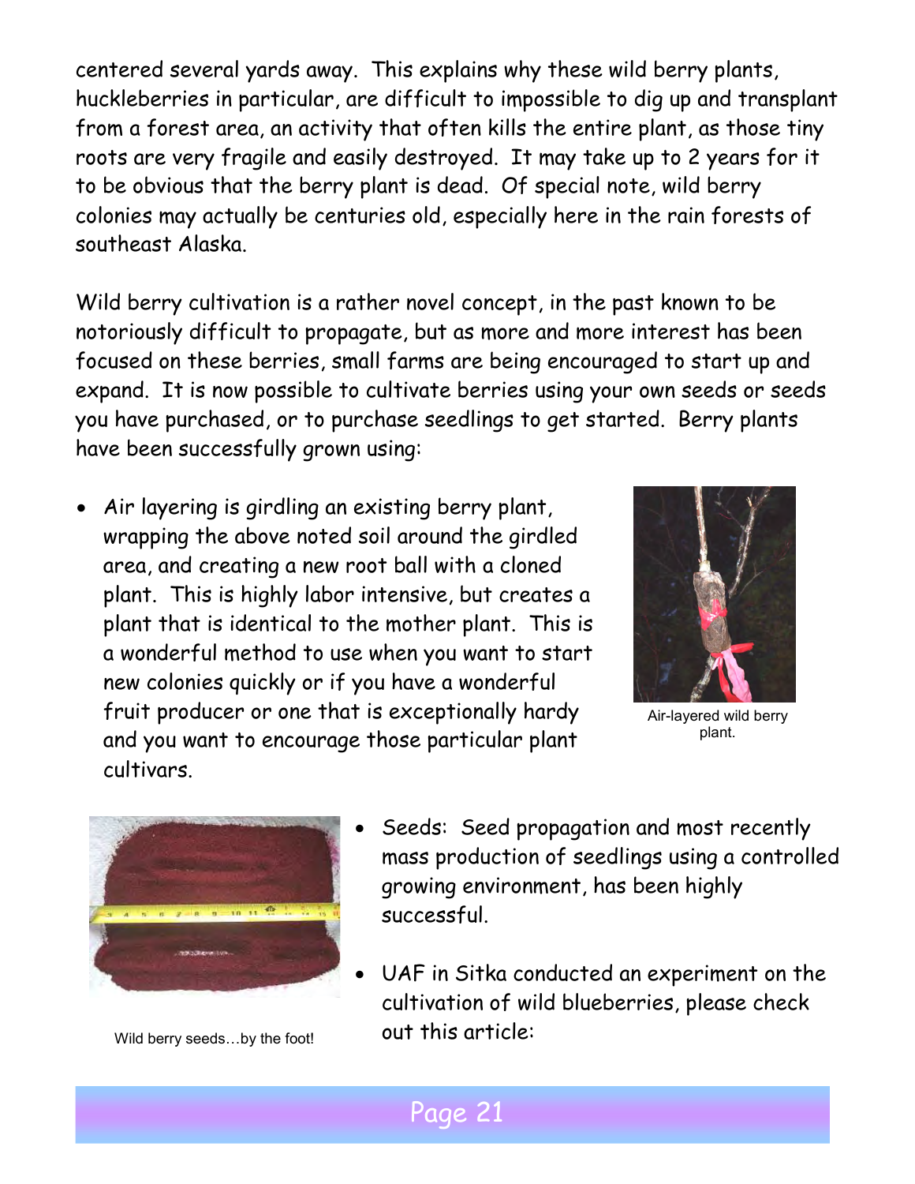centered several yards away. This explains why these wild berry plants, huckleberries in particular, are difficult to impossible to dig up and transplant from a forest area, an activity that often kills the entire plant, as those tiny roots are very fragile and easily destroyed. It may take up to 2 years for it to be obvious that the berry plant is dead. Of special note, wild berry colonies may actually be centuries old, especially here in the rain forests of southeast Alaska.

Wild berry cultivation is a rather novel concept, in the past known to be notoriously difficult to propagate, but as more and more interest has been focused on these berries, small farms are being encouraged to start up and expand. It is now possible to cultivate berries using your own seeds or seeds you have purchased, or to purchase seedlings to get started. Berry plants have been successfully grown using:

- Air layering is girdling an existing berry plant, wrapping the above noted soil around the girdled area, and creating a new root ball with a cloned plant. This is highly labor intensive, but creates a plant that is identical to the mother plant. This is a wonderful method to use when you want to start new colonies quickly or if you have a wonderful fruit producer or one that is exceptionally hardy and you want to encourage those particular plant cultivars.

Air-layered wild berry plant.

- Seeds: Seed propagation and most recently mass production of seedlings using a controlled growing environment, has been highly successful.
- UAF in Sitka conducted an experiment on the cultivation of wild blueberries, please check out this article:

Wild berry seeds…by the foot!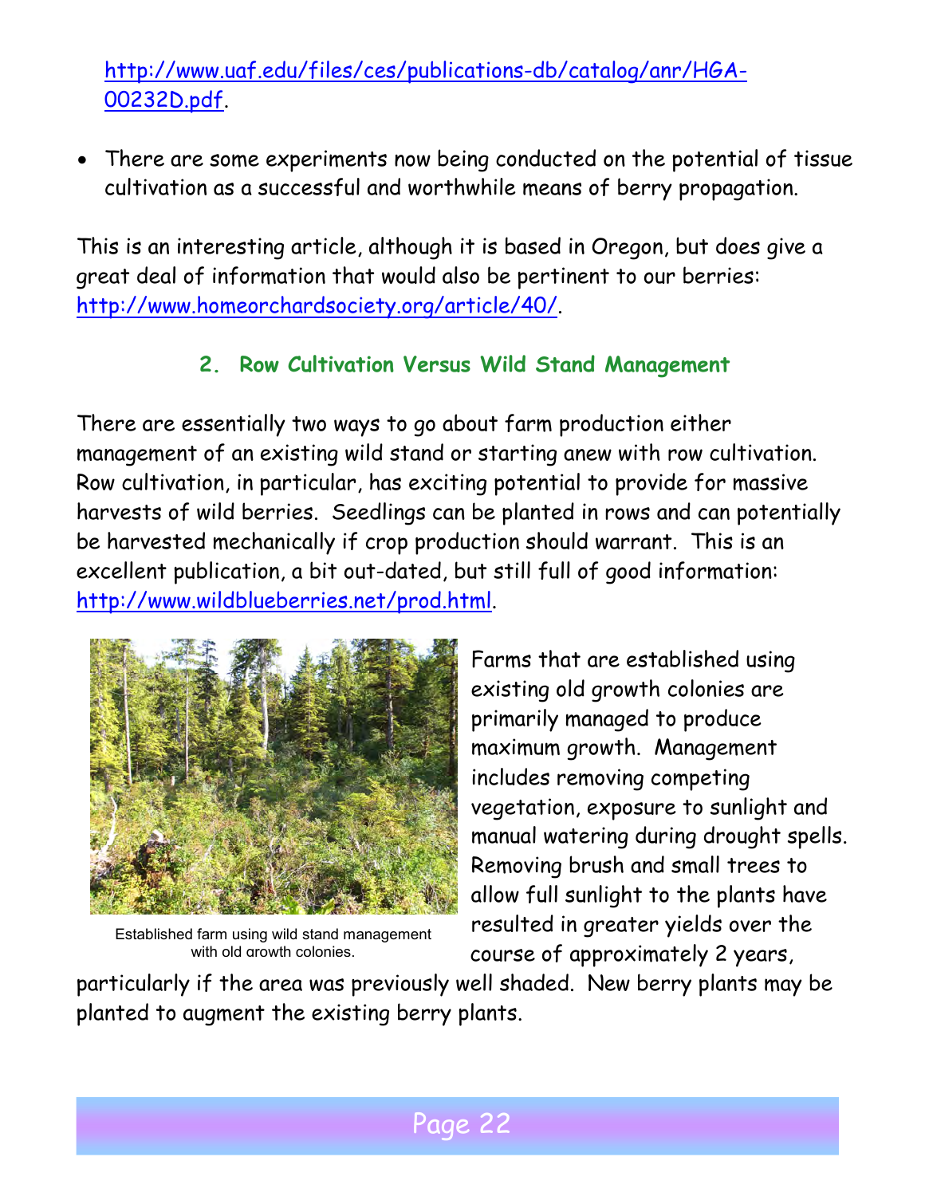http://www.uaf.edu/files/ces/publications-db/catalog/anr/HGA-00232D.pdf.

- There are some experiments now being conducted on the potential of tissue cultivation as a successful and worthwhile means of berry propagation.

This is an interesting article, although it is based in Oregon, but does give a great deal of information that would also be pertinent to our berries: http://www.homeorchardsociety.org/article/40/.

## 2. Row Cultivation Versus Wild Stand Management

There are essentially two ways to go about farm production either management of an existing wild stand or starting anew with row cultivation. Row cultivation, in particular, has exciting potential to provide for massive harvests of wild berries. Seedlings can be planted in rows and can potentially be harvested mechanically if crop production should warrant. This is an excellent publication, a bit out-dated, but still full of good information: http://www.wildblueberries.net/prod.html.

Established farm using wild stand management with old growth colonies.

Farms that are established using existing old growth colonies are primarily managed to produce maximum growth. Management includes removing competing vegetation, exposure to sunlight and manual watering during drought spells. Removing brush and small trees to allow full sunlight to the plants have resulted in greater yields over the course of approximately 2 years, particularly if the area was previously well shaded. New berry plants may be planted to augment the existing berry plants.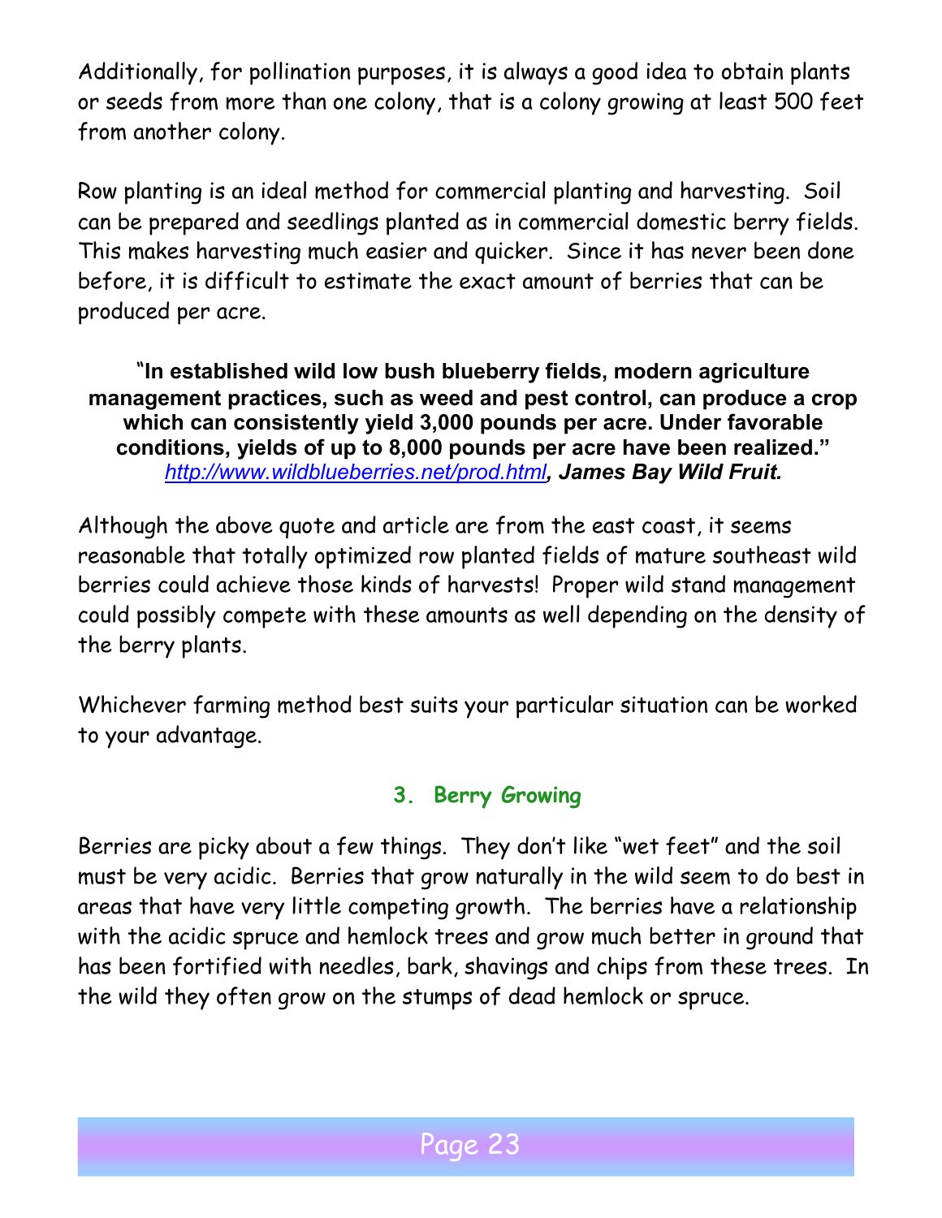Additionally, for pollination purposes, it is always a good idea to obtain plants or seeds from more than one colony, that is a colony growing at least 500 feet from another colony.

Row planting is an ideal method for commercial planting and harvesting. Soil can be prepared and seedlings planted as in commercial domestic berry fields. This makes harvesting much easier and quicker. Since it has never been done before, it is difficult to estimate the exact amount of berries that can be produced per acre.

> **"In established wild low bush blueberry fields, modern agriculture management practices, such as weed and pest control, can produce a crop which can consistently yield 3,000 pounds per acre. Under favorable conditions, yields of up to 8,000 pounds per acre have been realized."**
> ***http://www.wildblueberries.net/prod.html, James Bay Wild Fruit.***

Although the above quote and article are from the east coast, it seems reasonable that totally optimized row planted fields of mature southeast wild berries could achieve those kinds of harvests! Proper wild stand management could possibly compete with these amounts as well depending on the density of the berry plants.

Whichever farming method best suits your particular situation can be worked to your advantage.

## 3. Berry Growing

Berries are picky about a few things. They don't like "wet feet" and the soil must be very acidic. Berries that grow naturally in the wild seem to do best in areas that have very little competing growth. The berries have a relationship with the acidic spruce and hemlock trees and grow much better in ground that has been fortified with needles, bark, shavings and chips from these trees. In the wild they often grow on the stumps of dead hemlock or spruce.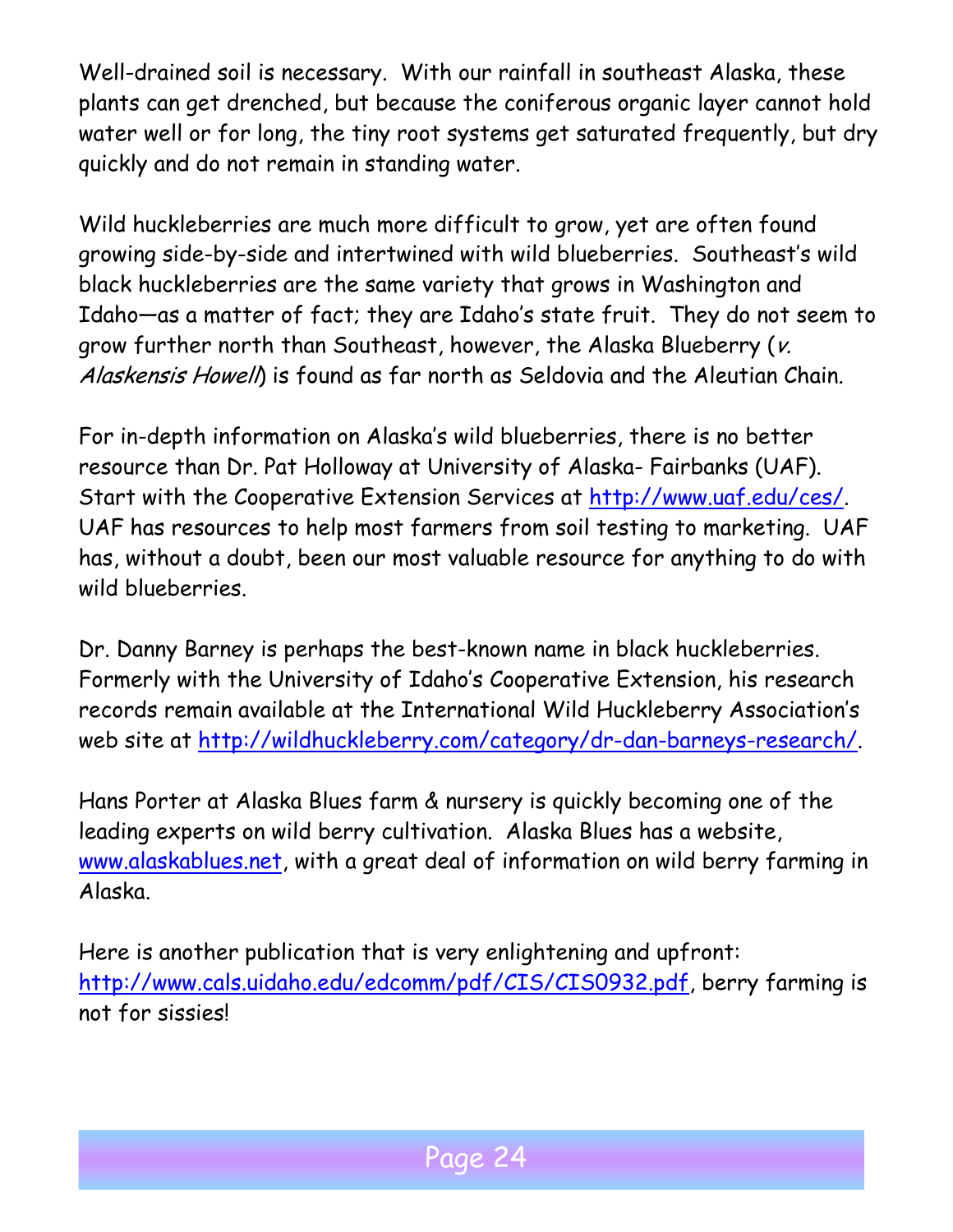Well-drained soil is necessary. With our rainfall in southeast Alaska, these plants can get drenched, but because the coniferous organic layer cannot hold water well or for long, the tiny root systems get saturated frequently, but dry quickly and do not remain in standing water.

Wild huckleberries are much more difficult to grow, yet are often found growing side-by-side and intertwined with wild blueberries. Southeast's wild black huckleberries are the same variety that grows in Washington and Idaho—as a matter of fact; they are Idaho's state fruit. They do not seem to grow further north than Southeast, however, the Alaska Blueberry (*v. Alaskensis Howell*) is found as far north as Seldovia and the Aleutian Chain.

For in-depth information on Alaska's wild blueberries, there is no better resource than Dr. Pat Holloway at University of Alaska- Fairbanks (UAF). Start with the Cooperative Extension Services at http://www.uaf.edu/ces/. UAF has resources to help most farmers from soil testing to marketing. UAF has, without a doubt, been our most valuable resource for anything to do with wild blueberries.

Dr. Danny Barney is perhaps the best-known name in black huckleberries. Formerly with the University of Idaho's Cooperative Extension, his research records remain available at the International Wild Huckleberry Association's web site at http://wildhuckleberry.com/category/dr-dan-barneys-research/.

Hans Porter at Alaska Blues farm & nursery is quickly becoming one of the leading experts on wild berry cultivation. Alaska Blues has a website, www.alaskablues.net, with a great deal of information on wild berry farming in Alaska.

Here is another publication that is very enlightening and upfront: http://www.cals.uidaho.edu/edcomm/pdf/CIS/CIS0932.pdf, berry farming is not for sissies!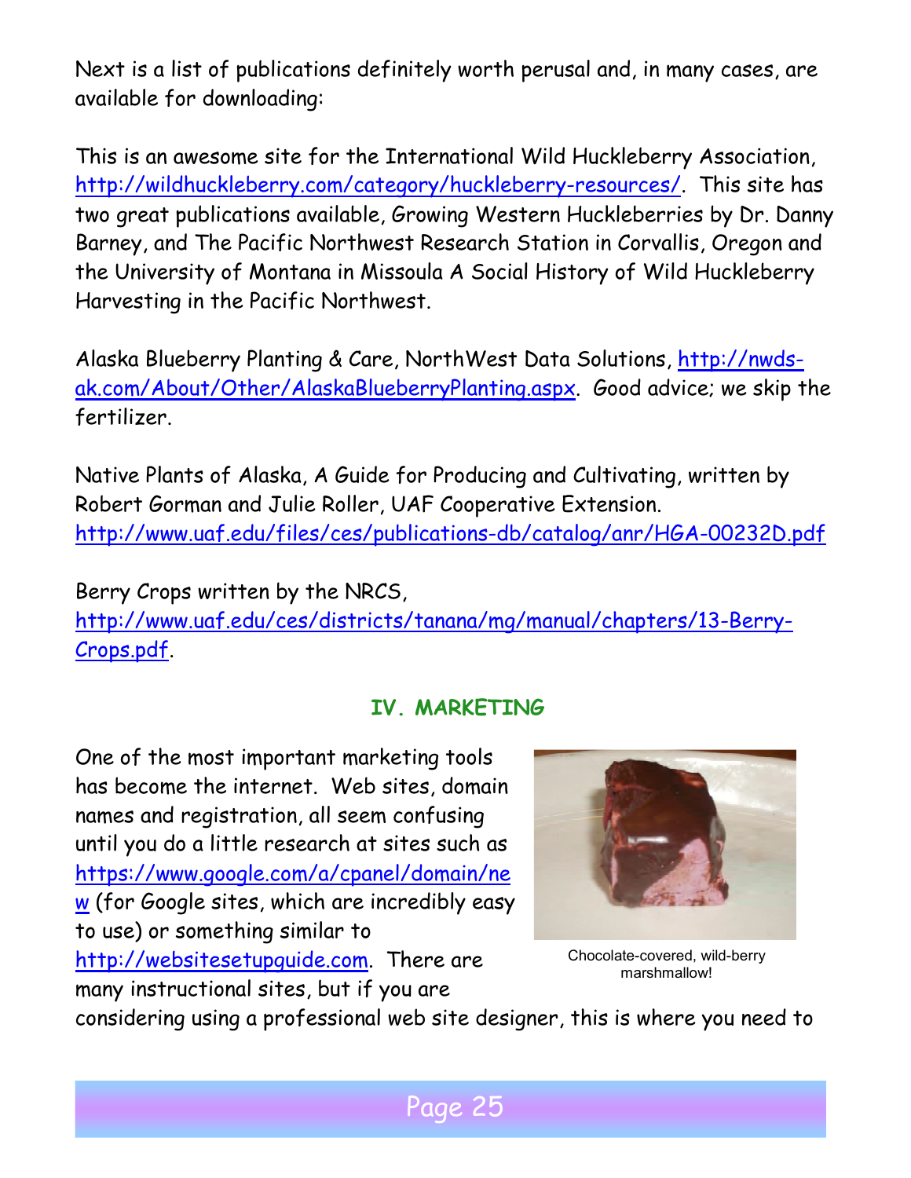Next is a list of publications definitely worth perusal and, in many cases, are available for downloading:

This is an awesome site for the International Wild Huckleberry Association, http://wildhuckleberry.com/category/huckleberry-resources/. This site has two great publications available, Growing Western Huckleberries by Dr. Danny Barney, and The Pacific Northwest Research Station in Corvallis, Oregon and the University of Montana in Missoula A Social History of Wild Huckleberry Harvesting in the Pacific Northwest.

Alaska Blueberry Planting & Care, NorthWest Data Solutions, http://nwds-ak.com/About/Other/AlaskaBlueberryPlanting.aspx. Good advice; we skip the fertilizer.

Native Plants of Alaska, A Guide for Producing and Cultivating, written by Robert Gorman and Julie Roller, UAF Cooperative Extension. http://www.uaf.edu/files/ces/publications-db/catalog/anr/HGA-00232D.pdf

Berry Crops written by the NRCS, http://www.uaf.edu/ces/districts/tanana/mg/manual/chapters/13-Berry-Crops.pdf.

## IV. MARKETING

One of the most important marketing tools has become the internet. Web sites, domain names and registration, all seem confusing until you do a little research at sites such as https://www.google.com/a/cpanel/domain/new (for Google sites, which are incredibly easy to use) or something similar to http://websitesetupguide.com. There are many instructional sites, but if you are considering using a professional web site designer, this is where you need to

Chocolate-covered, wild-berry marshmallow!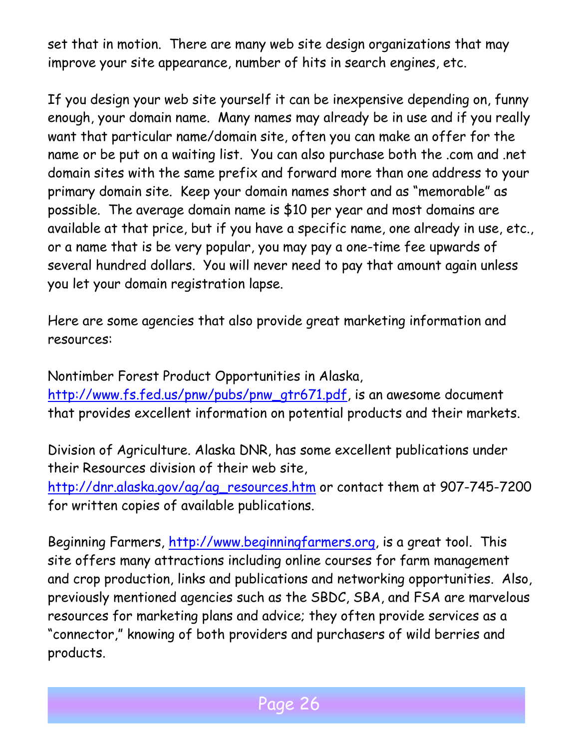set that in motion. There are many web site design organizations that may improve your site appearance, number of hits in search engines, etc.

If you design your web site yourself it can be inexpensive depending on, funny enough, your domain name. Many names may already be in use and if you really want that particular name/domain site, often you can make an offer for the name or be put on a waiting list. You can also purchase both the .com and .net domain sites with the same prefix and forward more than one address to your primary domain site. Keep your domain names short and as "memorable" as possible. The average domain name is $10 per year and most domains are available at that price, but if you have a specific name, one already in use, etc., or a name that is be very popular, you may pay a one-time fee upwards of several hundred dollars. You will never need to pay that amount again unless you let your domain registration lapse.

Here are some agencies that also provide great marketing information and resources:

Nontimber Forest Product Opportunities in Alaska, http://www.fs.fed.us/pnw/pubs/pnw_gtr671.pdf, is an awesome document that provides excellent information on potential products and their markets.

Division of Agriculture. Alaska DNR, has some excellent publications under their Resources division of their web site, http://dnr.alaska.gov/ag/ag_resources.htm or contact them at 907-745-7200 for written copies of available publications.

Beginning Farmers, http://www.beginningfarmers.org, is a great tool. This site offers many attractions including online courses for farm management and crop production, links and publications and networking opportunities. Also, previously mentioned agencies such as the SBDC, SBA, and FSA are marvelous resources for marketing plans and advice; they often provide services as a "connector," knowing of both providers and purchasers of wild berries and products.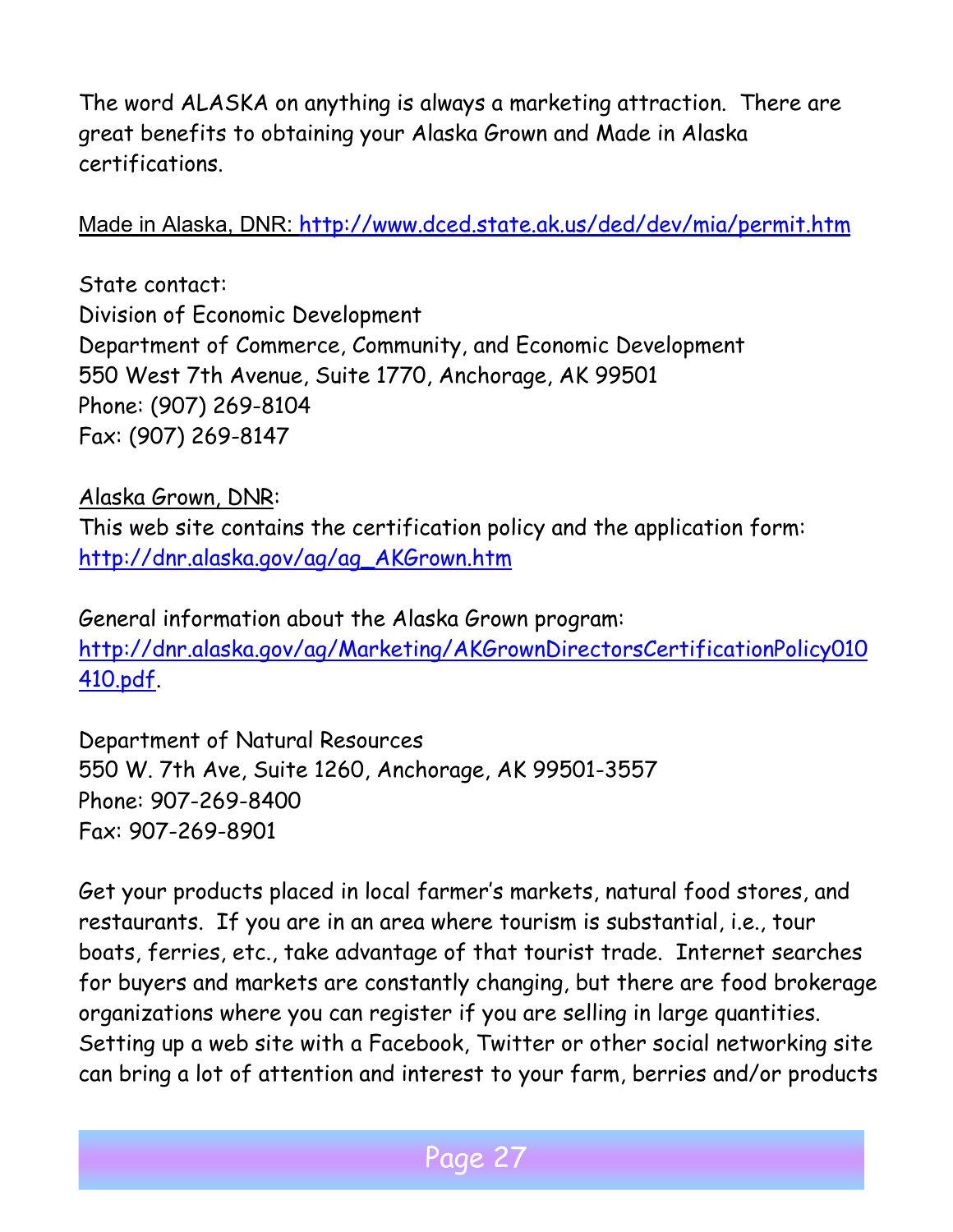The word ALASKA on anything is always a marketing attraction. There are great benefits to obtaining your Alaska Grown and Made in Alaska certifications.

Made in Alaska, DNR: http://www.dced.state.ak.us/ded/dev/mia/permit.htm

State contact:
Division of Economic Development
Department of Commerce, Community, and Economic Development
550 West 7th Avenue, Suite 1770, Anchorage, AK 99501
Phone: (907) 269-8104
Fax: (907) 269-8147

Alaska Grown, DNR:
This web site contains the certification policy and the application form:
http://dnr.alaska.gov/ag/ag_AKGrown.htm

General information about the Alaska Grown program:
http://dnr.alaska.gov/ag/Marketing/AKGrownDirectorsCertificationPolicy010410.pdf.

Department of Natural Resources
550 W. 7th Ave, Suite 1260, Anchorage, AK 99501-3557
Phone: 907-269-8400
Fax: 907-269-8901

Get your products placed in local farmer's markets, natural food stores, and restaurants. If you are in an area where tourism is substantial, i.e., tour boats, ferries, etc., take advantage of that tourist trade. Internet searches for buyers and markets are constantly changing, but there are food brokerage organizations where you can register if you are selling in large quantities. Setting up a web site with a Facebook, Twitter or other social networking site can bring a lot of attention and interest to your farm, berries and/or products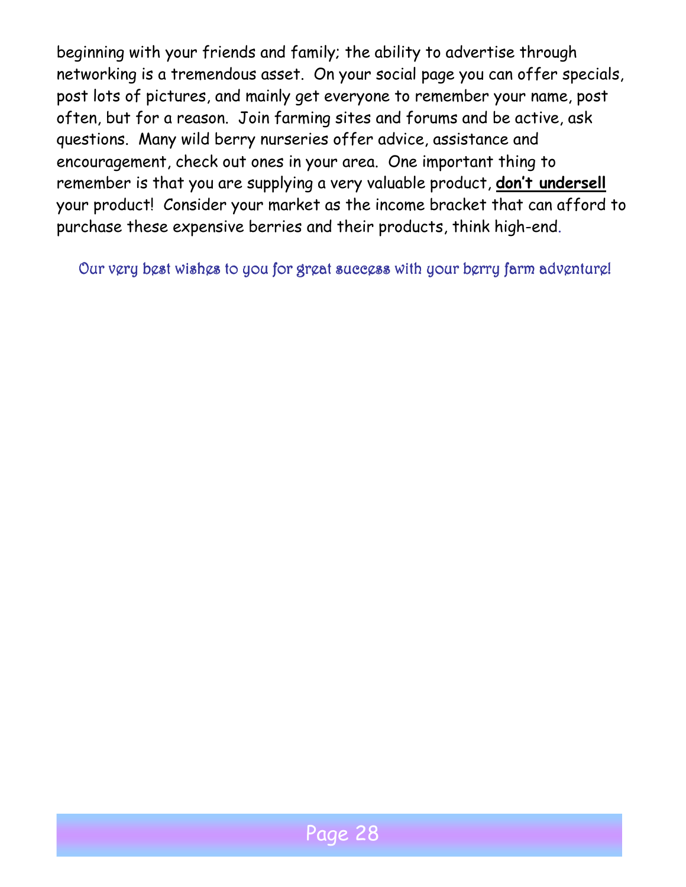beginning with your friends and family; the ability to advertise through networking is a tremendous asset. On your social page you can offer specials, post lots of pictures, and mainly get everyone to remember your name, post often, but for a reason. Join farming sites and forums and be active, ask questions. Many wild berry nurseries offer advice, assistance and encouragement, check out ones in your area. One important thing to remember is that you are supplying a very valuable product, **<u>don't undersell</u>** your product! Consider your market as the income bracket that can afford to purchase these expensive berries and their products, think high-end.

Our very best wishes to you for great success with your berry farm adventure!